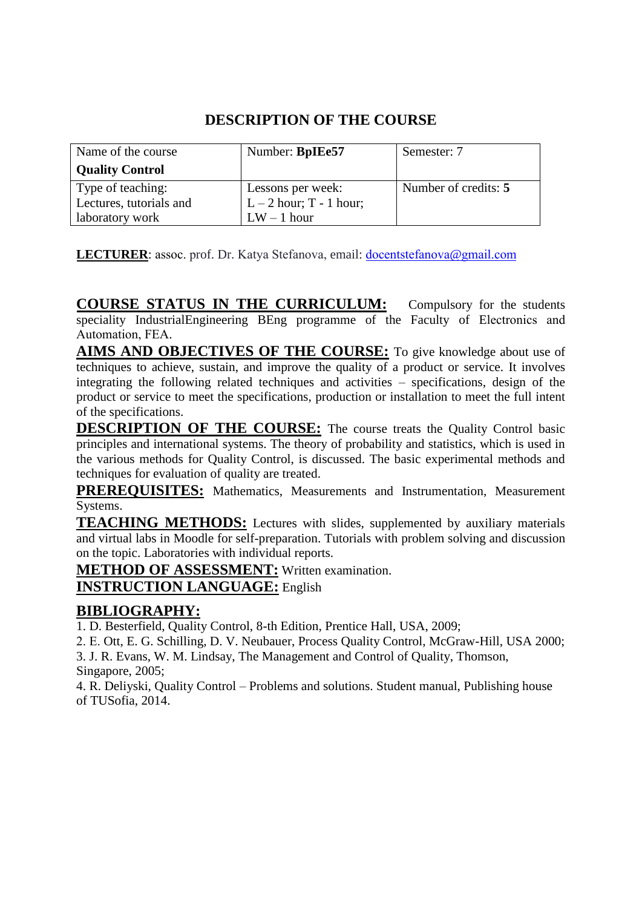# DESCRIPTION OF THE COURSE

| Name of the course<br>**Quality Control** | Number: **BpIEe57** | Semester: 7 |
|---|---|---|
| Type of teaching:<br>Lectures, tutorials and laboratory work | Lessons per week:<br>L – 2 hour; T - 1 hour;<br>LW – 1 hour | Number of credits: **5** |

**LECTURER**: assoc. prof. Dr. Katya Stefanova, email: docentstefanova@gmail.com

**COURSE STATUS IN THE CURRICULUM:** Compulsory for the students speciality IndustrialEngineering BEng programme of the Faculty of Electronics and Automation, FEA.

**AIMS AND OBJECTIVES OF THE COURSE:** To give knowledge about use of techniques to achieve, sustain, and improve the quality of a product or service. It involves integrating the following related techniques and activities – specifications, design of the product or service to meet the specifications, production or installation to meet the full intent of the specifications.

**DESCRIPTION OF THE COURSE:** The course treats the Quality Control basic principles and international systems. The theory of probability and statistics, which is used in the various methods for Quality Control, is discussed. The basic experimental methods and techniques for evaluation of quality are treated.

**PREREQUISITES:** Mathematics, Measurements and Instrumentation, Measurement Systems.

**TEACHING METHODS:** Lectures with slides, supplemented by auxiliary materials and virtual labs in Moodle for self-preparation. Tutorials with problem solving and discussion on the topic. Laboratories with individual reports.

**METHOD OF ASSESSMENT:** Written examination.

**INSTRUCTION LANGUAGE:** English

**BIBLIOGRAPHY:**

1. D. Besterfield, Quality Control, 8-th Edition, Prentice Hall, USA, 2009;
2. E. Ott, E. G. Schilling, D. V. Neubauer, Process Quality Control, McGraw-Hill, USA 2000;
3. J. R. Evans, W. M. Lindsay, The Management and Control of Quality, Thomson, Singapore, 2005;
4. R. Deliyski, Quality Control – Problems and solutions. Student manual, Publishing house of TUSofia, 2014.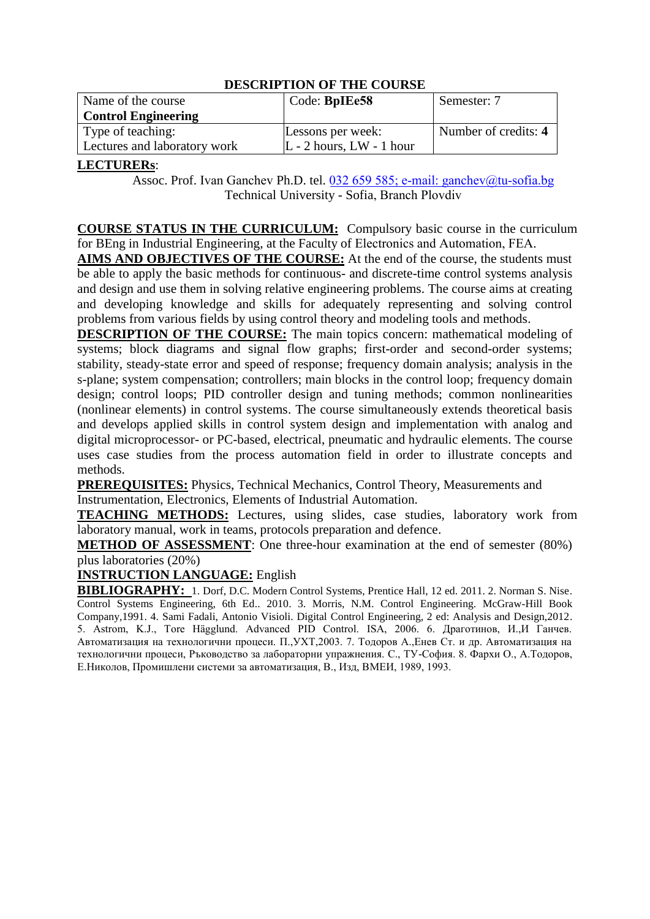## DESCRIPTION OF THE COURSE

| Name of the course **Control Engineering** | Code: **BpIEe58** | Semester: 7 |
|---|---|---|
| Type of teaching: Lectures and laboratory work | Lessons per week: L - 2 hours, LW - 1 hour | Number of credits: **4** |

**LECTURERs**:

Assoc. Prof. Ivan Ganchev Ph.D. tel. 032 659 585; e-mail: ganchev@tu-sofia.bg
Technical University - Sofia, Branch Plovdiv

**COURSE STATUS IN THE CURRICULUM:** Compulsory basic course in the curriculum for BEng in Industrial Engineering, at the Faculty of Electronics and Automation, FEA.

**AIMS AND OBJECTIVES OF THE COURSE:** At the end of the course, the students must be able to apply the basic methods for continuous- and discrete-time control systems analysis and design and use them in solving relative engineering problems. The course aims at creating and developing knowledge and skills for adequately representing and solving control problems from various fields by using control theory and modeling tools and methods.

**DESCRIPTION OF THE COURSE:** The main topics concern: mathematical modeling of systems; block diagrams and signal flow graphs; first-order and second-order systems; stability, steady-state error and speed of response; frequency domain analysis; analysis in the s-plane; system compensation; controllers; main blocks in the control loop; frequency domain design; control loops; PID controller design and tuning methods; common nonlinearities (nonlinear elements) in control systems. The course simultaneously extends theoretical basis and develops applied skills in control system design and implementation with analog and digital microprocessor- or PC-based, electrical, pneumatic and hydraulic elements. The course uses case studies from the process automation field in order to illustrate concepts and methods.

**PREREQUISITES:** Physics, Technical Mechanics, Control Theory, Measurements and Instrumentation, Electronics, Elements of Industrial Automation.

**TEACHING METHODS:** Lectures, using slides, case studies, laboratory work from laboratory manual, work in teams, protocols preparation and defence.

**METHOD OF ASSESSMENT**: One three-hour examination at the end of semester (80%) plus laboratories (20%)

**INSTRUCTION LANGUAGE:** English

**BIBLIOGRAPHY:** 1. Dorf, D.C. Modern Control Systems, Prentice Hall, 12 ed. 2011. 2. Norman S. Nise. Control Systems Engineering, 6th Ed.. 2010. 3. Morris, N.M. Control Engineering. McGraw-Hill Book Company,1991. 4. Sami Fadali, Antonio Visioli. Digital Control Engineering, 2 ed: Analysis and Design,2012. 5. Astrom, K.J., Tore Hägglund. Advanced PID Control. ISA, 2006. 6. Драготинов, И.,И Ганчев. Автоматизация на технологични процеси. П.,УХТ,2003. 7. Тодоров А.,Енев Ст. и др. Автоматизация на технологични процеси, Ръководство за лабораторни упражнения. С., ТУ-София. 8. Фархи О., А.Тодоров, Е.Николов, Промишлени системи за автоматизация, В., Изд, ВМЕИ, 1989, 1993.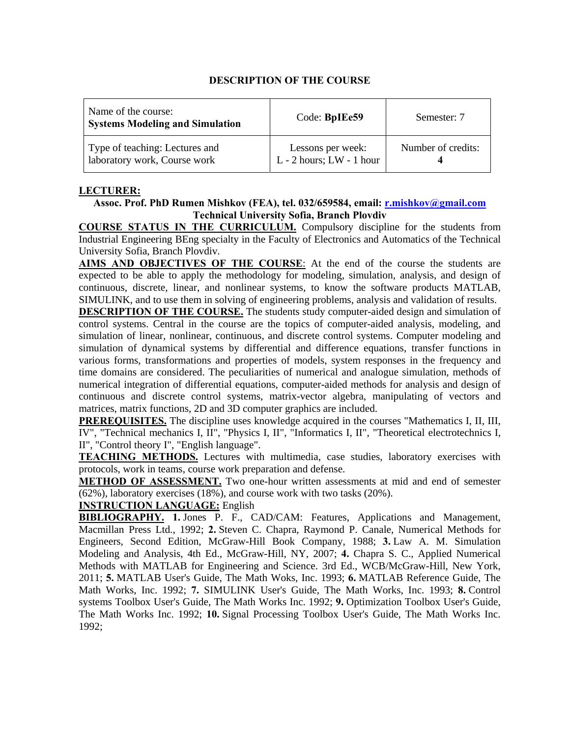# DESCRIPTION OF THE COURSE

| Name of the course: **Systems Modeling and Simulation** | Code: **BpIEe59** | Semester: 7 |
| --- | --- | --- |
| Type of teaching: Lectures and laboratory work, Course work | Lessons per week: L - 2 hours; LW - 1 hour | Number of credits: **4** |

**LECTURER:**

**Assoc. Prof. PhD Rumen Mishkov (FEA), tel. 032/659584, email: r.mishkov@gmail.com**
**Technical University Sofia, Branch Plovdiv**

**COURSE STATUS IN THE CURRICULUM.** Compulsory discipline for the students from Industrial Engineering BEng specialty in the Faculty of Electronics and Automatics of the Technical University Sofia, Branch Plovdiv.

**AIMS AND OBJECTIVES OF THE COURSE**: At the end of the course the students are expected to be able to apply the methodology for modeling, simulation, analysis, and design of continuous, discrete, linear, and nonlinear systems, to know the software products MATLAB, SIMULINK, and to use them in solving of engineering problems, analysis and validation of results.

**DESCRIPTION OF THE COURSE.** The students study computer-aided design and simulation of control systems. Central in the course are the topics of computer-aided analysis, modeling, and simulation of linear, nonlinear, continuous, and discrete control systems. Computer modeling and simulation of dynamical systems by differential and difference equations, transfer functions in various forms, transformations and properties of models, system responses in the frequency and time domains are considered. The peculiarities of numerical and analogue simulation, methods of numerical integration of differential equations, computer-aided methods for analysis and design of continuous and discrete control systems, matrix-vector algebra, manipulating of vectors and matrices, matrix functions, 2D and 3D computer graphics are included.

**PREREQUISITES.** The discipline uses knowledge acquired in the courses "Mathematics I, II, III, IV", "Technical mechanics I, II", "Physics I, II", "Informatics I, II", "Theoretical electrotechnics I, II", "Control theory I", "English language".

**TEACHING METHODS.** Lectures with multimedia, case studies, laboratory exercises with protocols, work in teams, course work preparation and defense.

**METHOD OF ASSESSMENT.** Two one-hour written assessments at mid and end of semester (62%), laboratory exercises (18%), and course work with two tasks (20%).

**INSTRUCTION LANGUAGE:** English

**BIBLIOGRAPHY.** **1.** Jones P. F., CAD/CAM: Features, Applications and Management, Macmillan Press Ltd., 1992; **2.** Steven C. Chapra, Raymond P. Canale, Numerical Methods for Engineers, Second Edition, McGraw-Hill Book Company, 1988; **3.** Law A. M. Simulation Modeling and Analysis, 4th Ed., McGraw-Hill, NY, 2007; **4.** Chapra S. C., Applied Numerical Methods with MATLAB for Engineering and Science. 3rd Ed., WCB/McGraw-Hill, New York, 2011; **5.** MATLAB User's Guide, The Math Woks, Inc. 1993; **6.** MATLAB Reference Guide, The Math Works, Inc. 1992; **7.** SIMULINK User's Guide, The Math Works, Inc. 1993; **8.** Control systems Toolbox User's Guide, The Math Works Inc. 1992; **9.** Optimization Toolbox User's Guide, The Math Works Inc. 1992; **10.** Signal Processing Toolbox User's Guide, The Math Works Inc. 1992;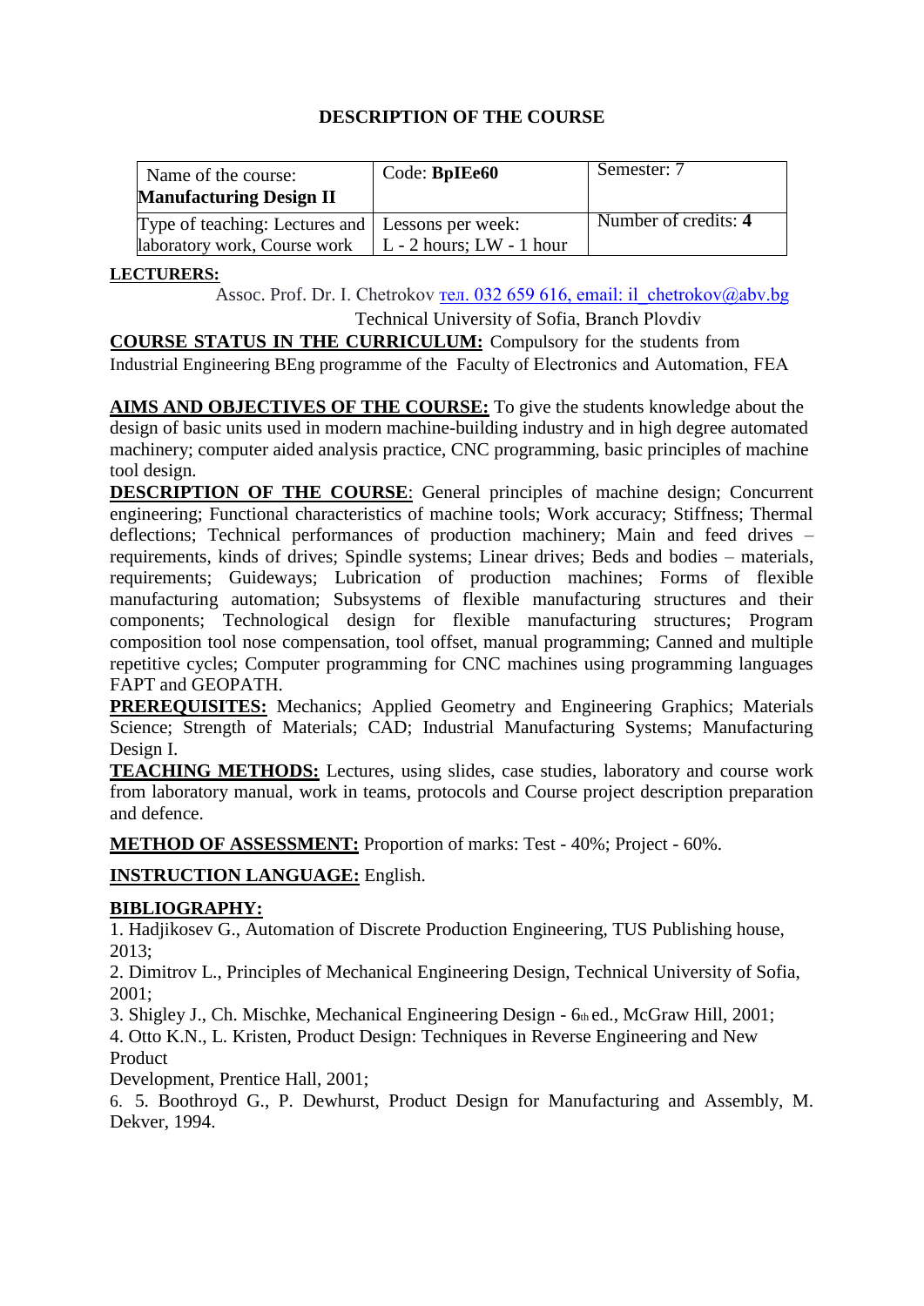## DESCRIPTION OF THE COURSE

| Name of the course: **Manufacturing Design II** | Code: **BpIEe60** | Semester: 7 |
|---|---|---|
| Type of teaching: Lectures and laboratory work, Course work | Lessons per week: L - 2 hours; LW - 1 hour | Number of credits: **4** |

**LECTURERS:**

Assoc. Prof. Dr. I. Chetrokov тел. 032 659 616, email: il_chetrokov@abv.bg
Technical University of Sofia, Branch Plovdiv

**COURSE STATUS IN THE CURRICULUM:** Compulsory for the students from Industrial Engineering BEng programme of the Faculty of Electronics and Automation, FEA

**AIMS AND OBJECTIVES OF THE COURSE:** To give the students knowledge about the design of basic units used in modern machine-building industry and in high degree automated machinery; computer aided analysis practice, CNC programming, basic principles of machine tool design.

**DESCRIPTION OF THE COURSE**: General principles of machine design; Concurrent engineering; Functional characteristics of machine tools; Work accuracy; Stiffness; Thermal deflections; Technical performances of production machinery; Main and feed drives – requirements, kinds of drives; Spindle systems; Linear drives; Beds and bodies – materials, requirements; Guideways; Lubrication of production machines; Forms of flexible manufacturing automation; Subsystems of flexible manufacturing structures and their components; Technological design for flexible manufacturing structures; Program composition tool nose compensation, tool offset, manual programming; Canned and multiple repetitive cycles; Computer programming for CNC machines using programming languages FAPT and GEOPATH.

**PREREQUISITES:** Mechanics; Applied Geometry and Engineering Graphics; Materials Science; Strength of Materials; CAD; Industrial Manufacturing Systems; Manufacturing Design I.

**TEACHING METHODS:** Lectures, using slides, case studies, laboratory and course work from laboratory manual, work in teams, protocols and Course project description preparation and defence.

**METHOD OF ASSESSMENT:** Proportion of marks: Test - 40%; Project - 60%.

**INSTRUCTION LANGUAGE:** English.

**BIBLIOGRAPHY:**

1. Hadjikosev G., Automation of Discrete Production Engineering, TUS Publishing house, 2013;
2. Dimitrov L., Principles of Mechanical Engineering Design, Technical University of Sofia, 2001;
3. Shigley J., Ch. Mischke, Mechanical Engineering Design - 6th ed., McGraw Hill, 2001;
4. Otto K.N., L. Kristen, Product Design: Techniques in Reverse Engineering and New Product Development, Prentice Hall, 2001;
6. 5. Boothroyd G., P. Dewhurst, Product Design for Manufacturing and Assembly, M. Dekver, 1994.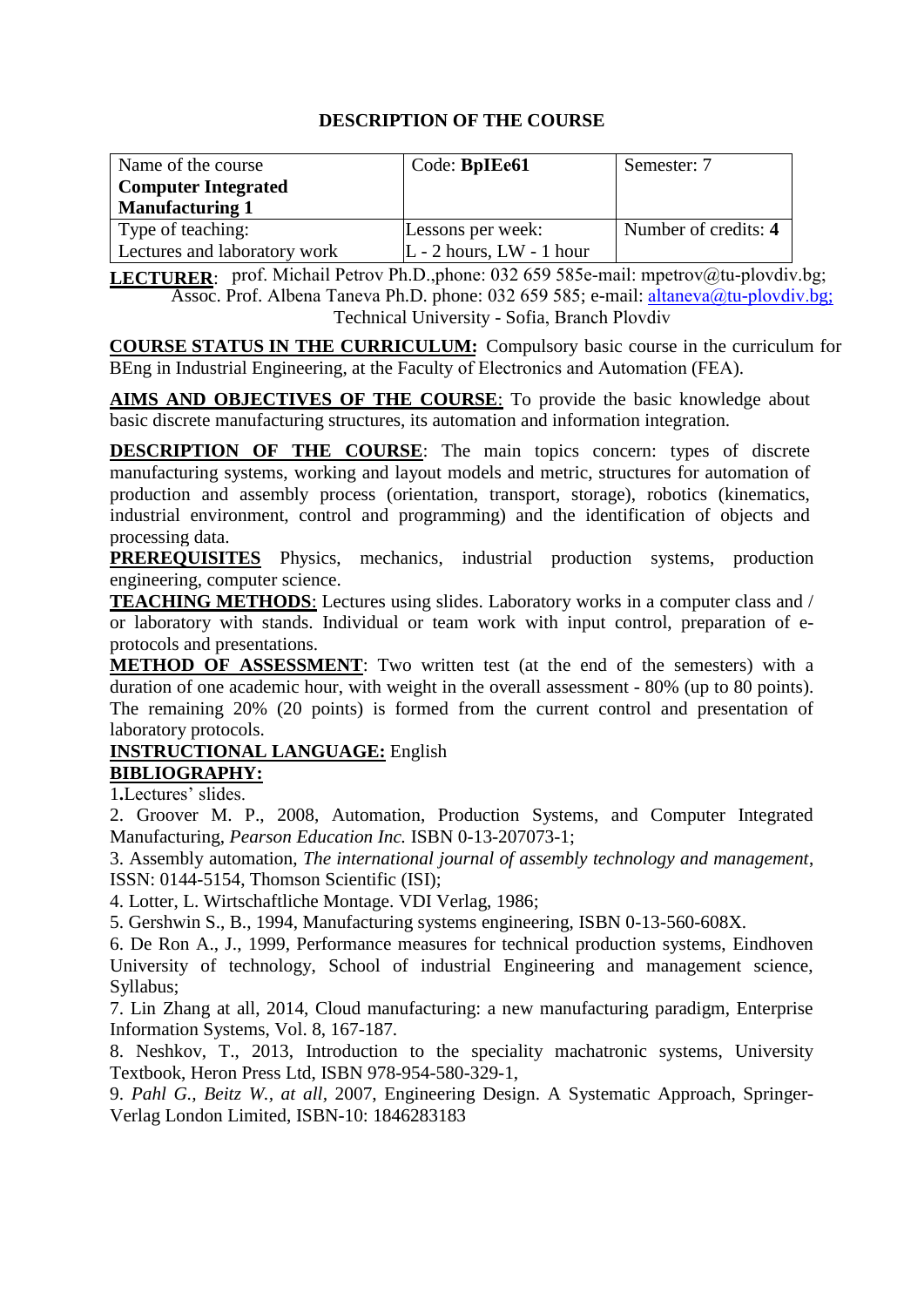# DESCRIPTION OF THE COURSE

| Name of the course **Computer Integrated Manufacturing 1** | Code: **BpIEe61** | Semester: 7 |
|---|---|---|
| Type of teaching: Lectures and laboratory work | Lessons per week: L - 2 hours, LW - 1 hour | Number of credits: **4** |

**LECTURER**: prof. Michail Petrov Ph.D.,phone: 032 659 585e-mail: mpetrov@tu-plovdiv.bg; Assoc. Prof. Albena Taneva Ph.D. phone: 032 659 585; e-mail: altaneva@tu-plovdiv.bg; Technical University - Sofia, Branch Plovdiv

**COURSE STATUS IN THE CURRICULUM:** Compulsory basic course in the curriculum for BEng in Industrial Engineering, at the Faculty of Electronics and Automation (FEA).

**AIMS AND OBJECTIVES OF THE COURSE**: To provide the basic knowledge about basic discrete manufacturing structures, its automation and information integration.

**DESCRIPTION OF THE COURSE**: The main topics concern: types of discrete manufacturing systems, working and layout models and metric, structures for automation of production and assembly process (orientation, transport, storage), robotics (kinematics, industrial environment, control and programming) and the identification of objects and processing data.

**PREREQUISITES** Physics, mechanics, industrial production systems, production engineering, computer science.

**TEACHING METHODS**: Lectures using slides. Laboratory works in a computer class and / or laboratory with stands. Individual or team work with input control, preparation of e-protocols and presentations.

**METHOD OF ASSESSMENT**: Two written test (at the end of the semesters) with a duration of one academic hour, with weight in the overall assessment - 80% (up to 80 points). The remaining 20% (20 points) is formed from the current control and presentation of laboratory protocols.

**INSTRUCTIONAL LANGUAGE:** English

**BIBLIOGRAPHY:**

1. Lectures' slides.
2. Groover M. P., 2008, Automation, Production Systems, and Computer Integrated Manufacturing, *Pearson Education Inc.* ISBN 0-13-207073-1;
3. Assembly automation, *The international journal of assembly technology and management*, ISSN: 0144-5154, Thomson Scientific (ISI);
4. Lotter, L. Wirtschaftliche Montage. VDI Verlag, 1986;
5. Gershwin S., B., 1994, Manufacturing systems engineering, ISBN 0-13-560-608X.
6. De Ron A., J., 1999, Performance measures for technical production systems, Eindhoven University of technology, School of industrial Engineering and management science, Syllabus;
7. Lin Zhang at all, 2014, Cloud manufacturing: a new manufacturing paradigm, Enterprise Information Systems, Vol. 8, 167-187.
8. Neshkov, T., 2013, Introduction to the speciality machatronic systems, University Textbook, Heron Press Ltd, ISBN 978-954-580-329-1,
9. *Pahl G., Beitz W., at all*, 2007, Engineering Design. A Systematic Approach, Springer-Verlag London Limited, ISBN-10: 1846283183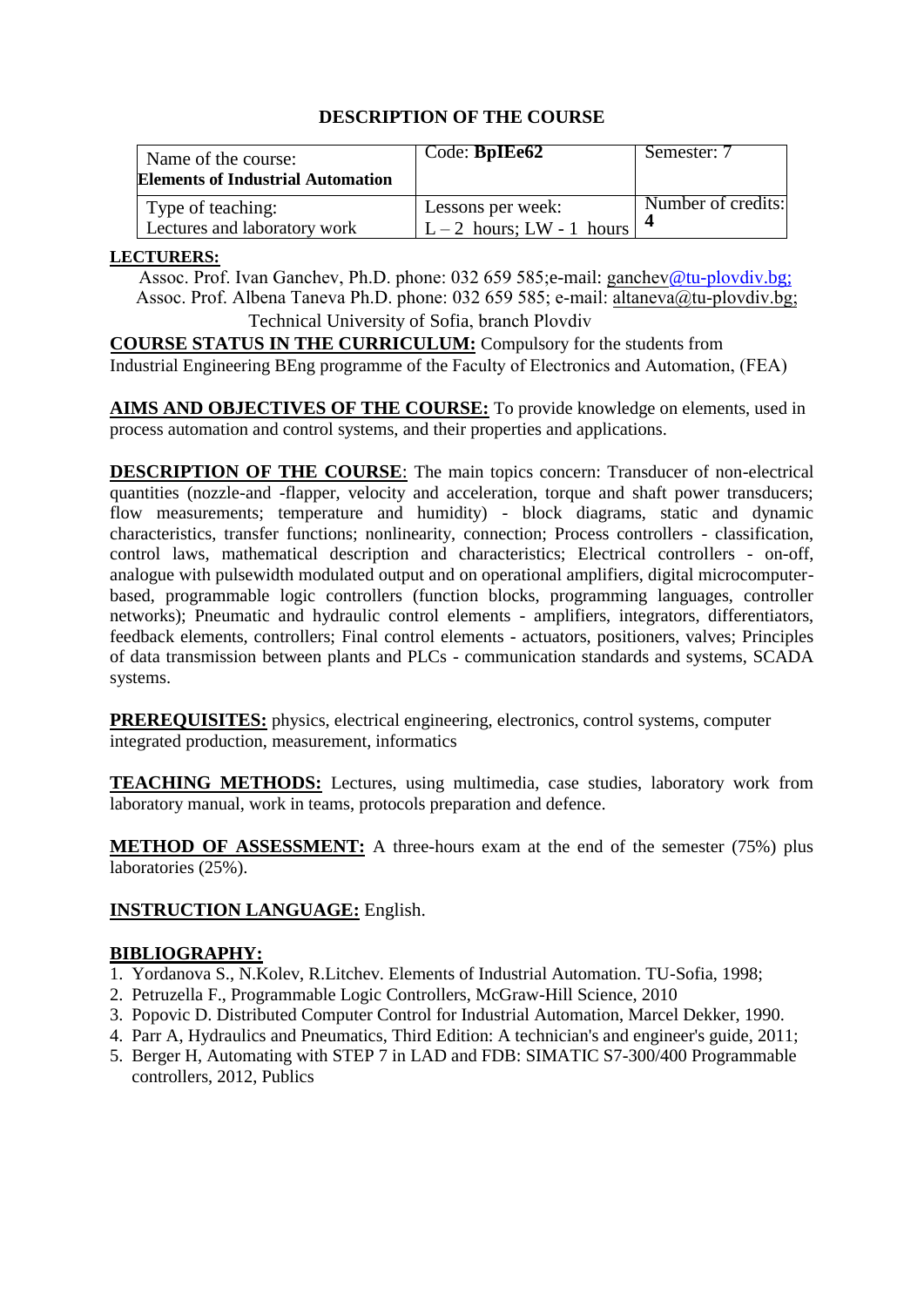## DESCRIPTION OF THE COURSE

| Name of the course: **Elements of Industrial Automation** | Code: **BpIEe62** | Semester: 7 |
|---|---|---|
| Type of teaching: Lectures and laboratory work | Lessons per week: L – 2 hours; LW - 1 hours | Number of credits: **4** |

**LECTURERS:**

Assoc. Prof. Ivan Ganchev, Ph.D. phone: 032 659 585;e-mail: ganchev@tu-plovdiv.bg;
Assoc. Prof. Albena Taneva Ph.D. phone: 032 659 585; e-mail: altaneva@tu-plovdiv.bg;
Technical University of Sofia, branch Plovdiv

**COURSE STATUS IN THE CURRICULUM:** Compulsory for the students from Industrial Engineering BEng programme of the Faculty of Electronics and Automation, (FEA)

**AIMS AND OBJECTIVES OF THE COURSE:** To provide knowledge on elements, used in process automation and control systems, and their properties and applications.

**DESCRIPTION OF THE COURSE**: The main topics concern: Transducer of non-electrical quantities (nozzle-and -flapper, velocity and acceleration, torque and shaft power transducers; flow measurements; temperature and humidity) - block diagrams, static and dynamic characteristics, transfer functions; nonlinearity, connection; Process controllers - classification, control laws, mathematical description and characteristics; Electrical controllers - on-off, analogue with pulsewidth modulated output and on operational amplifiers, digital microcomputer-based, programmable logic controllers (function blocks, programming languages, controller networks); Pneumatic and hydraulic control elements - amplifiers, integrators, differentiators, feedback elements, controllers; Final control elements - actuators, positioners, valves; Principles of data transmission between plants and PLCs - communication standards and systems, SCADA systems.

**PREREQUISITES:** physics, electrical engineering, electronics, control systems, computer integrated production, measurement, informatics

**TEACHING METHODS:** Lectures, using multimedia, case studies, laboratory work from laboratory manual, work in teams, protocols preparation and defence.

**METHOD OF ASSESSMENT:** A three-hours exam at the end of the semester (75%) plus laboratories (25%).

**INSTRUCTION LANGUAGE:** English.

**BIBLIOGRAPHY:**

1. Yordanova S., N.Kolev, R.Litchev. Elements of Industrial Automation. TU-Sofia, 1998;
2. Petruzella F., Programmable Logic Controllers, McGraw-Hill Science, 2010
3. Popovic D. Distributed Computer Control for Industrial Automation, Marcel Dekker, 1990.
4. Parr A, Hydraulics and Pneumatics, Third Edition: A technician's and engineer's guide, 2011;
5. Berger H, Automating with STEP 7 in LAD and FDB: SIMATIC S7-300/400 Programmable controllers, 2012, Publics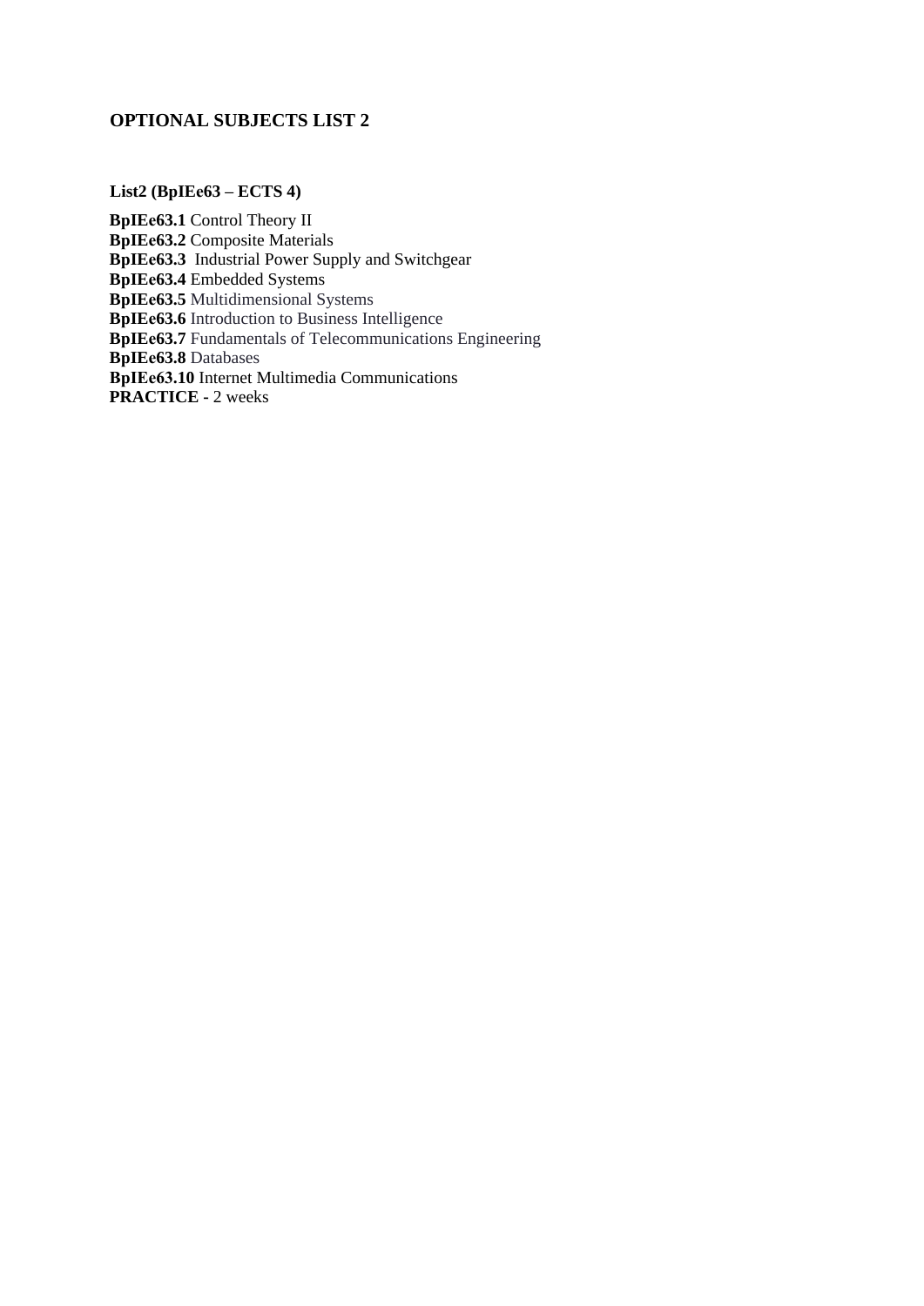## OPTIONAL SUBJECTS LIST 2

**List2 (BpIEe63 – ECTS 4)**

**BpIEe63.1** Control Theory II
**BpIEe63.2** Composite Materials
**BpIEe63.3** Industrial Power Supply and Switchgear
**BpIEe63.4** Embedded Systems
**BpIEe63.5** Multidimensional Systems
**BpIEe63.6** Introduction to Business Intelligence
**BpIEe63.7** Fundamentals of Telecommunications Engineering
**BpIEe63.8** Databases
**BpIEe63.10** Internet Multimedia Communications
**PRACTICE -** 2 weeks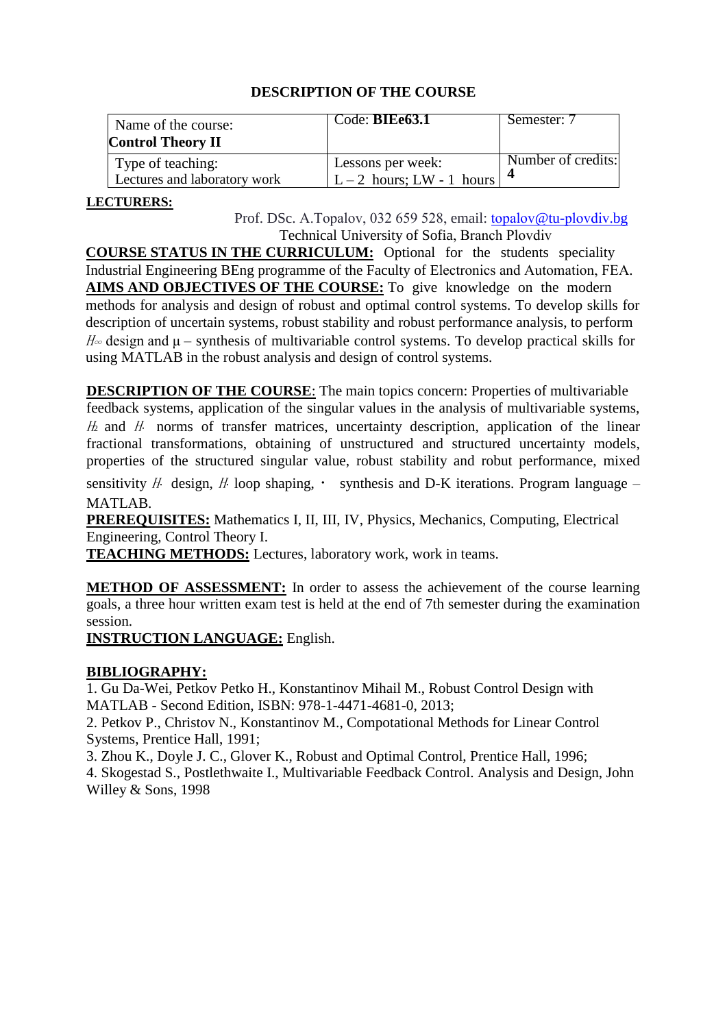# DESCRIPTION OF THE COURSE

| Name of the course: **Control Theory II** | Code: **BIEe63.1** | Semester: 7 |
| --- | --- | --- |
| Type of teaching: Lectures and laboratory work | Lessons per week: L – 2 hours; LW - 1 hours | Number of credits: **4** |

**LECTURERS:**

Prof. DSc. A.Topalov, 032 659 528, email: [topalov@tu-plovdiv.bg](mailto:topalov@tu-plovdiv.bg)
Technical University of Sofia, Branch Plovdiv

**COURSE STATUS IN THE CURRICULUM:** Optional for the students speciality Industrial Engineering BEng programme of the Faculty of Electronics and Automation, FEA.

**AIMS AND OBJECTIVES OF THE COURSE:** To give knowledge on the modern methods for analysis and design of robust and optimal control systems. To develop skills for description of uncertain systems, robust stability and robust performance analysis, to perform $H_\infty$ design and μ – synthesis of multivariable control systems. To develop practical skills for using MATLAB in the robust analysis and design of control systems.

**DESCRIPTION OF THE COURSE**: The main topics concern: Properties of multivariable feedback systems, application of the singular values in the analysis of multivariable systems, $H_2$ and $H_\infty$ norms of transfer matrices, uncertainty description, application of the linear fractional transformations, obtaining of unstructured and structured uncertainty models, properties of the structured singular value, robust stability and robut performance, mixed sensitivity $H_\infty$ design, $H_\infty$ loop shaping, μ synthesis and D-K iterations. Program language – MATLAB.

**PREREQUISITES:** Mathematics I, II, III, IV, Physics, Mechanics, Computing, Electrical Engineering, Control Theory I.

**TEACHING METHODS:** Lectures, laboratory work, work in teams.

**METHOD OF ASSESSMENT:** In order to assess the achievement of the course learning goals, a three hour written exam test is held at the end of 7th semester during the examination session.

**INSTRUCTION LANGUAGE:** English.

**BIBLIOGRAPHY:**

1. Gu Da-Wei, Petkov Petko H., Konstantinov Mihail M., Robust Control Design with MATLAB - Second Edition, ISBN: 978-1-4471-4681-0, 2013;
2. Petkov P., Christov N., Konstantinov M., Compotational Methods for Linear Control Systems, Prentice Hall, 1991;
3. Zhou K., Doyle J. C., Glover K., Robust and Optimal Control, Prentice Hall, 1996;
4. Skogestad S., Postlethwaite I., Multivariable Feedback Control. Analysis and Design, John Willey & Sons, 1998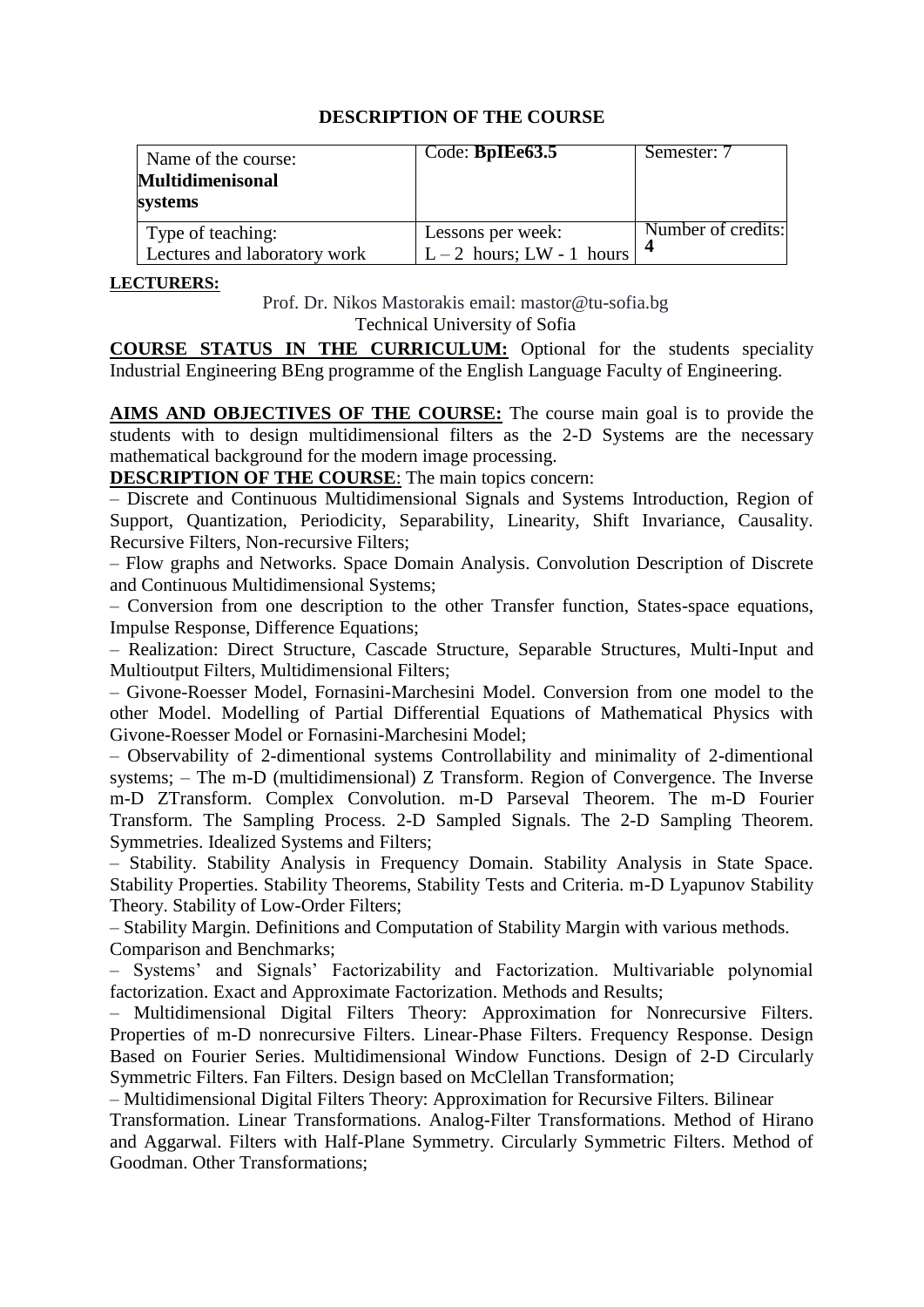## DESCRIPTION OF THE COURSE

| Name of the course: **Multidimenisonal systems** | Code: **BpIEe63.5** | Semester: 7 |
|---|---|---|
| Type of teaching: Lectures and laboratory work | Lessons per week: L – 2 hours; LW - 1 hours | Number of credits: **4** |

**LECTURERS:**

Prof. Dr. Nikos Mastorakis email: mastor@tu-sofia.bg
Technical University of Sofia

**COURSE STATUS IN THE CURRICULUM:** Optional for the students speciality Industrial Engineering BEng programme of the English Language Faculty of Engineering.

**AIMS AND OBJECTIVES OF THE COURSE:** The course main goal is to provide the students with to design multidimensional filters as the 2-D Systems are the necessary mathematical background for the modern image processing.

**DESCRIPTION OF THE COURSE**: The main topics concern:

– Discrete and Continuous Multidimensional Signals and Systems Introduction, Region of Support, Quantization, Periodicity, Separability, Linearity, Shift Invariance, Causality. Recursive Filters, Non-recursive Filters;

– Flow graphs and Networks. Space Domain Analysis. Convolution Description of Discrete and Continuous Multidimensional Systems;

– Conversion from one description to the other Transfer function, States-space equations, Impulse Response, Difference Equations;

– Realization: Direct Structure, Cascade Structure, Separable Structures, Multi-Input and Multioutput Filters, Multidimensional Filters;

– Givone-Roesser Model, Fornasini-Marchesini Model. Conversion from one model to the other Model. Modelling of Partial Differential Equations of Mathematical Physics with Givone-Roesser Model or Fornasini-Marchesini Model;

– Observability of 2-dimentional systems Controllability and minimality of 2-dimentional systems; – The m-D (multidimensional) Z Transform. Region of Convergence. The Inverse m-D ZTransform. Complex Convolution. m-D Parseval Theorem. The m-D Fourier Transform. The Sampling Process. 2-D Sampled Signals. The 2-D Sampling Theorem. Symmetries. Idealized Systems and Filters;

– Stability. Stability Analysis in Frequency Domain. Stability Analysis in State Space. Stability Properties. Stability Theorems, Stability Tests and Criteria. m-D Lyapunov Stability Theory. Stability of Low-Order Filters;

– Stability Margin. Definitions and Computation of Stability Margin with various methods. Comparison and Benchmarks;

– Systems' and Signals' Factorizability and Factorization. Multivariable polynomial factorization. Exact and Approximate Factorization. Methods and Results;

– Multidimensional Digital Filters Theory: Approximation for Nonrecursive Filters. Properties of m-D nonrecursive Filters. Linear-Phase Filters. Frequency Response. Design Based on Fourier Series. Multidimensional Window Functions. Design of 2-D Circularly Symmetric Filters. Fan Filters. Design based on McClellan Transformation;

– Multidimensional Digital Filters Theory: Approximation for Recursive Filters. Bilinear Transformation. Linear Transformations. Analog-Filter Transformations. Method of Hirano and Aggarwal. Filters with Half-Plane Symmetry. Circularly Symmetric Filters. Method of Goodman. Other Transformations;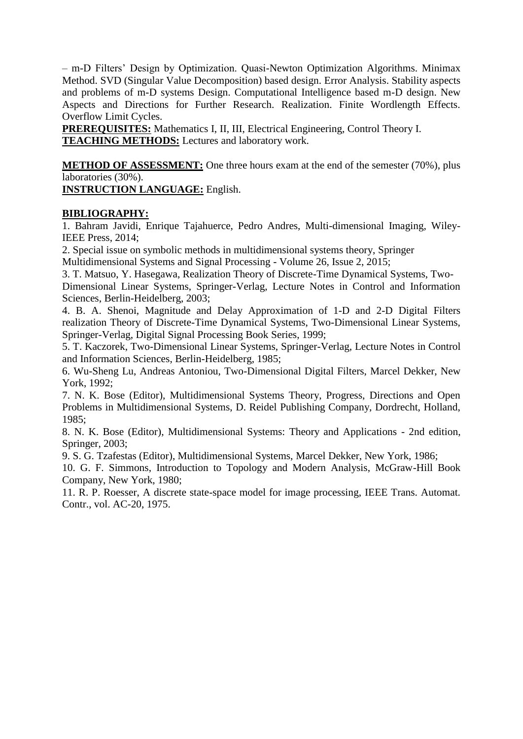– m-D Filters' Design by Optimization. Quasi-Newton Optimization Algorithms. Minimax Method. SVD (Singular Value Decomposition) based design. Error Analysis. Stability aspects and problems of m-D systems Design. Computational Intelligence based m-D design. New Aspects and Directions for Further Research. Realization. Finite Wordlength Effects. Overflow Limit Cycles.

**PREREQUISITES:** Mathematics I, II, III, Electrical Engineering, Control Theory I.
**TEACHING METHODS:** Lectures and laboratory work.

**METHOD OF ASSESSMENT:** One three hours exam at the end of the semester (70%), plus laboratories (30%).
**INSTRUCTION LANGUAGE:** English.

**BIBLIOGRAPHY:**

1. Bahram Javidi, Enrique Tajahuerce, Pedro Andres, Multi-dimensional Imaging, Wiley-IEEE Press, 2014;
2. Special issue on symbolic methods in multidimensional systems theory, Springer Multidimensional Systems and Signal Processing - Volume 26, Issue 2, 2015;
3. T. Matsuo, Y. Hasegawa, Realization Theory of Discrete-Time Dynamical Systems, Two-Dimensional Linear Systems, Springer-Verlag, Lecture Notes in Control and Information Sciences, Berlin-Heidelberg, 2003;
4. B. A. Shenoi, Magnitude and Delay Approximation of 1-D and 2-D Digital Filters realization Theory of Discrete-Time Dynamical Systems, Two-Dimensional Linear Systems, Springer-Verlag, Digital Signal Processing Book Series, 1999;
5. T. Kaczorek, Two-Dimensional Linear Systems, Springer-Verlag, Lecture Notes in Control and Information Sciences, Berlin-Heidelberg, 1985;
6. Wu-Sheng Lu, Andreas Antoniou, Two-Dimensional Digital Filters, Marcel Dekker, New York, 1992;
7. N. K. Bose (Editor), Multidimensional Systems Theory, Progress, Directions and Open Problems in Multidimensional Systems, D. Reidel Publishing Company, Dordrecht, Holland, 1985;
8. N. K. Bose (Editor), Multidimensional Systems: Theory and Applications - 2nd edition, Springer, 2003;
9. S. G. Tzafestas (Editor), Multidimensional Systems, Marcel Dekker, New York, 1986;
10. G. F. Simmons, Introduction to Topology and Modern Analysis, McGraw-Hill Book Company, New York, 1980;
11. R. P. Roesser, A discrete state-space model for image processing, IEEE Trans. Automat. Contr., vol. AC-20, 1975.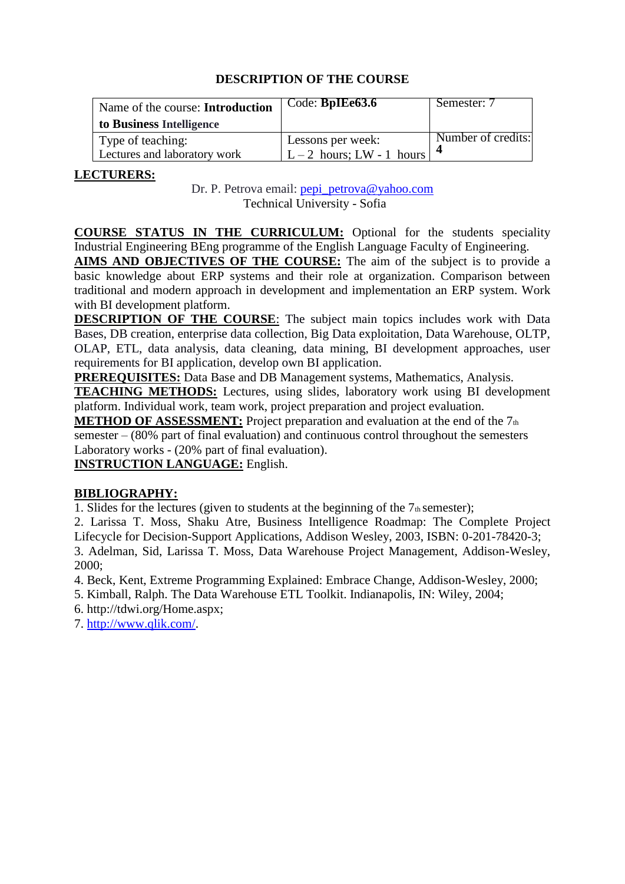# DESCRIPTION OF THE COURSE

| Name of the course: **Introduction to Business Intelligence** | Code: **BpIEe63.6** | Semester: 7 |
|---|---|---|
| Type of teaching: Lectures and laboratory work | Lessons per week: L – 2 hours; LW - 1 hours | Number of credits: **4** |

**LECTURERS:**

Dr. P. Petrova email: pepi_petrova@yahoo.com
Technical University - Sofia

**COURSE STATUS IN THE CURRICULUM:** Optional for the students speciality Industrial Engineering BEng programme of the English Language Faculty of Engineering.

**AIMS AND OBJECTIVES OF THE COURSE:** The aim of the subject is to provide a basic knowledge about ERP systems and their role at organization. Comparison between traditional and modern approach in development and implementation an ERP system. Work with BI development platform.

**DESCRIPTION OF THE COURSE**: The subject main topics includes work with Data Bases, DB creation, enterprise data collection, Big Data exploitation, Data Warehouse, OLTP, OLAP, ETL, data analysis, data cleaning, data mining, BI development approaches, user requirements for BI application, develop own BI application.

**PREREQUISITES:** Data Base and DB Management systems, Mathematics, Analysis.

**TEACHING METHODS:** Lectures, using slides, laboratory work using BI development platform. Individual work, team work, project preparation and project evaluation.

**METHOD OF ASSESSMENT:** Project preparation and evaluation at the end of the 7th semester – (80% part of final evaluation) and continuous control throughout the semesters Laboratory works - (20% part of final evaluation).

**INSTRUCTION LANGUAGE:** English.

**BIBLIOGRAPHY:**

1. Slides for the lectures (given to students at the beginning of the 7th semester);
2. Larissa T. Moss, Shaku Atre, Business Intelligence Roadmap: The Complete Project Lifecycle for Decision-Support Applications, Addison Wesley, 2003, ISBN: 0-201-78420-3;
3. Adelman, Sid, Larissa T. Moss, Data Warehouse Project Management, Addison-Wesley, 2000;
4. Beck, Kent, Extreme Programming Explained: Embrace Change, Addison-Wesley, 2000;
5. Kimball, Ralph. The Data Warehouse ETL Toolkit. Indianapolis, IN: Wiley, 2004;
6. http://tdwi.org/Home.aspx;
7. http://www.qlik.com/.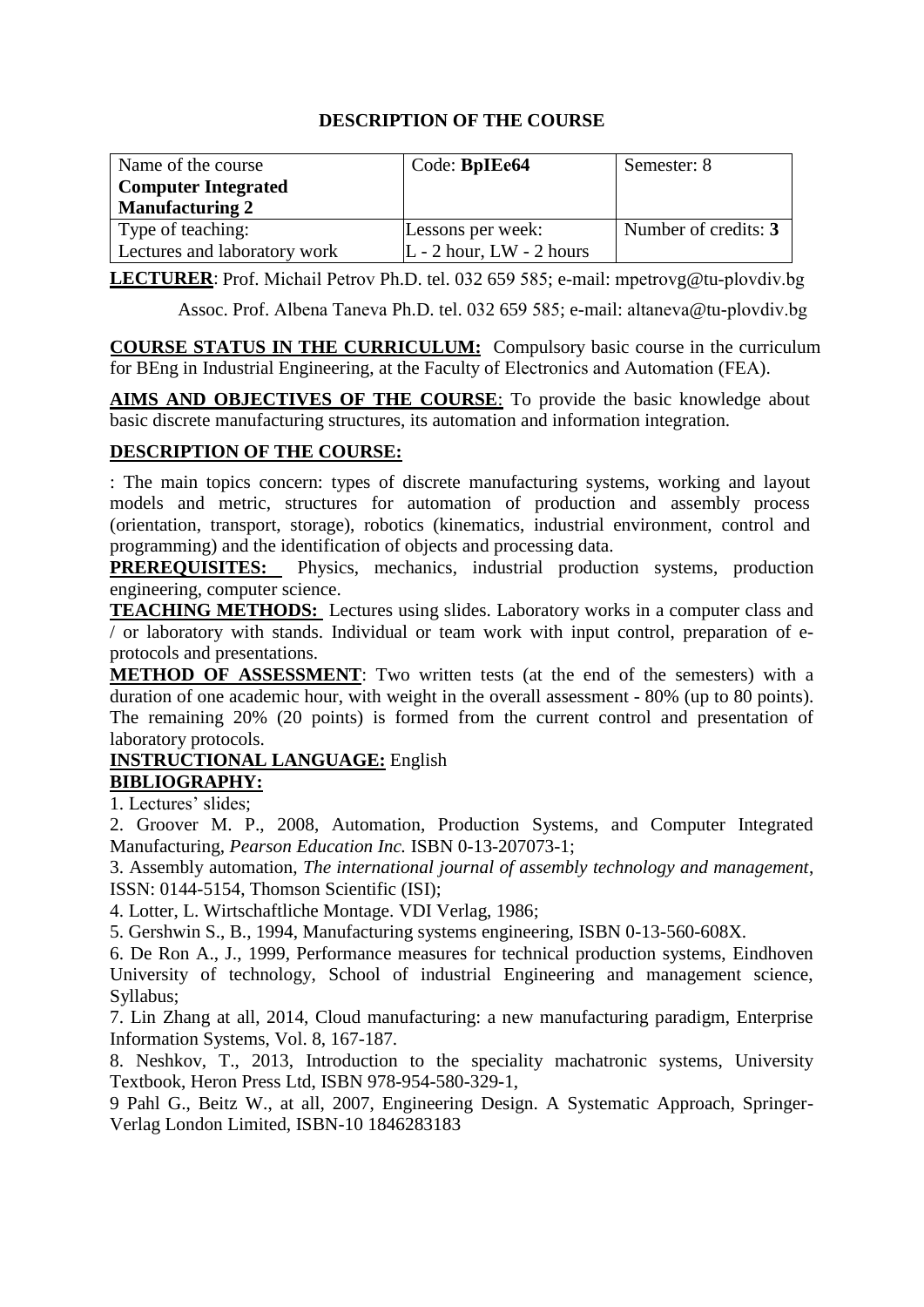# DESCRIPTION OF THE COURSE

| Name of the course **Computer Integrated Manufacturing 2** | Code: **BpIEe64** | Semester: 8 |
|---|---|---|
| Type of teaching: Lectures and laboratory work | Lessons per week: L - 2 hour, LW - 2 hours | Number of credits: **3** |

**LECTURER**: Prof. Michail Petrov Ph.D. tel. 032 659 585; e-mail: mpetrovg@tu-plovdiv.bg

Assoc. Prof. Albena Taneva Ph.D. tel. 032 659 585; e-mail: altaneva@tu-plovdiv.bg

**COURSE STATUS IN THE CURRICULUM:** Compulsory basic course in the curriculum for BEng in Industrial Engineering, at the Faculty of Electronics and Automation (FEA).

**AIMS AND OBJECTIVES OF THE COURSE**: To provide the basic knowledge about basic discrete manufacturing structures, its automation and information integration.

**DESCRIPTION OF THE COURSE:**

: The main topics concern: types of discrete manufacturing systems, working and layout models and metric, structures for automation of production and assembly process (orientation, transport, storage), robotics (kinematics, industrial environment, control and programming) and the identification of objects and processing data.

**PREREQUISITES:** Physics, mechanics, industrial production systems, production engineering, computer science.

**TEACHING METHODS:** Lectures using slides. Laboratory works in a computer class and / or laboratory with stands. Individual or team work with input control, preparation of e-protocols and presentations.

**METHOD OF ASSESSMENT**: Two written tests (at the end of the semesters) with a duration of one academic hour, with weight in the overall assessment - 80% (up to 80 points). The remaining 20% (20 points) is formed from the current control and presentation of laboratory protocols.

**INSTRUCTIONAL LANGUAGE:** English

**BIBLIOGRAPHY:**

1. Lectures' slides;
2. Groover M. P., 2008, Automation, Production Systems, and Computer Integrated Manufacturing, *Pearson Education Inc.* ISBN 0-13-207073-1;
3. Assembly automation, *The international journal of assembly technology and management*, ISSN: 0144-5154, Thomson Scientific (ISI);
4. Lotter, L. Wirtschaftliche Montage. VDI Verlag, 1986;
5. Gershwin S., B., 1994, Manufacturing systems engineering, ISBN 0-13-560-608X.
6. De Ron A., J., 1999, Performance measures for technical production systems, Eindhoven University of technology, School of industrial Engineering and management science, Syllabus;
7. Lin Zhang at all, 2014, Cloud manufacturing: a new manufacturing paradigm, Enterprise Information Systems, Vol. 8, 167-187.
8. Neshkov, T., 2013, Introduction to the speciality machatronic systems, University Textbook, Heron Press Ltd, ISBN 978-954-580-329-1,
9 Pahl G., Beitz W., at all, 2007, Engineering Design. A Systematic Approach, Springer-Verlag London Limited, ISBN-10 1846283183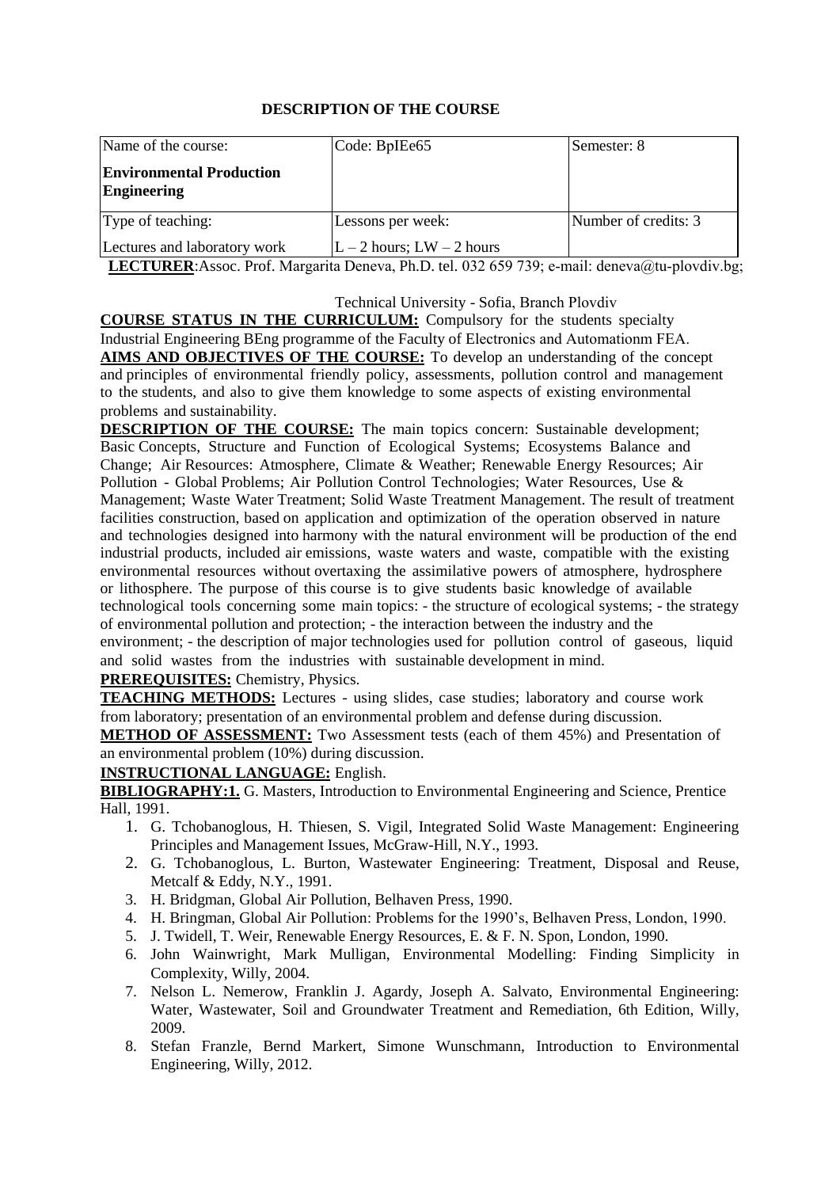**DESCRIPTION OF THE COURSE**

| Name of the course: **Environmental Production Engineering** | Code: BpIEe65 | Semester: 8 |
|---|---|---|
| Type of teaching: Lectures and laboratory work | Lessons per week: L – 2 hours; LW – 2 hours | Number of credits: 3 |

**LECTURER**:Assoc. Prof. Margarita Deneva, Ph.D. tel. 032 659 739; e-mail: deneva@tu-plovdiv.bg;

Technical University - Sofia, Branch Plovdiv

**COURSE STATUS IN THE CURRICULUM:** Compulsory for the students specialty Industrial Engineering BEng programme of the Faculty of Electronics and Automationm FEA.

**AIMS AND OBJECTIVES OF THE COURSE:** To develop an understanding of the concept and principles of environmental friendly policy, assessments, pollution control and management to the students, and also to give them knowledge to some aspects of existing environmental problems and sustainability.

**DESCRIPTION OF THE COURSE:** The main topics concern: Sustainable development; Basic Concepts, Structure and Function of Ecological Systems; Ecosystems Balance and Change; Air Resources: Atmosphere, Climate & Weather; Renewable Energy Resources; Air Pollution - Global Problems; Air Pollution Control Technologies; Water Resources, Use & Management; Waste Water Treatment; Solid Waste Treatment Management. The result of treatment facilities construction, based on application and optimization of the operation observed in nature and technologies designed into harmony with the natural environment will be production of the end industrial products, included air emissions, waste waters and waste, compatible with the existing environmental resources without overtaxing the assimilative powers of atmosphere, hydrosphere or lithosphere. The purpose of this course is to give students basic knowledge of available technological tools concerning some main topics: - the structure of ecological systems; - the strategy of environmental pollution and protection; - the interaction between the industry and the environment; - the description of major technologies used for pollution control of gaseous, liquid and solid wastes from the industries with sustainable development in mind.

**PREREQUISITES:** Chemistry, Physics.

**TEACHING METHODS:** Lectures - using slides, case studies; laboratory and course work from laboratory; presentation of an environmental problem and defense during discussion.

**METHOD OF ASSESSMENT:** Two Assessment tests (each of them 45%) and Presentation of an environmental problem (10%) during discussion.

**INSTRUCTIONAL LANGUAGE:** English.

**BIBLIOGRAPHY:1.** G. Masters, Introduction to Environmental Engineering and Science, Prentice Hall, 1991.

1. G. Tchobanoglous, H. Thiesen, S. Vigil, Integrated Solid Waste Management: Engineering Principles and Management Issues, McGraw-Hill, N.Y., 1993.
2. G. Tchobanoglous, L. Burton, Wastewater Engineering: Treatment, Disposal and Reuse, Metcalf & Eddy, N.Y., 1991.
3. H. Bridgman, Global Air Pollution, Belhaven Press, 1990.
4. H. Bringman, Global Air Pollution: Problems for the 1990's, Belhaven Press, London, 1990.
5. J. Twidell, T. Weir, Renewable Energy Resources, E. & F. N. Spon, London, 1990.
6. John Wainwright, Mark Mulligan, Environmental Modelling: Finding Simplicity in Complexity, Willy, 2004.
7. Nelson L. Nemerow, Franklin J. Agardy, Joseph A. Salvato, Environmental Engineering: Water, Wastewater, Soil and Groundwater Treatment and Remediation, 6th Edition, Willy, 2009.
8. Stefan Franzle, Bernd Markert, Simone Wunschmann, Introduction to Environmental Engineering, Willy, 2012.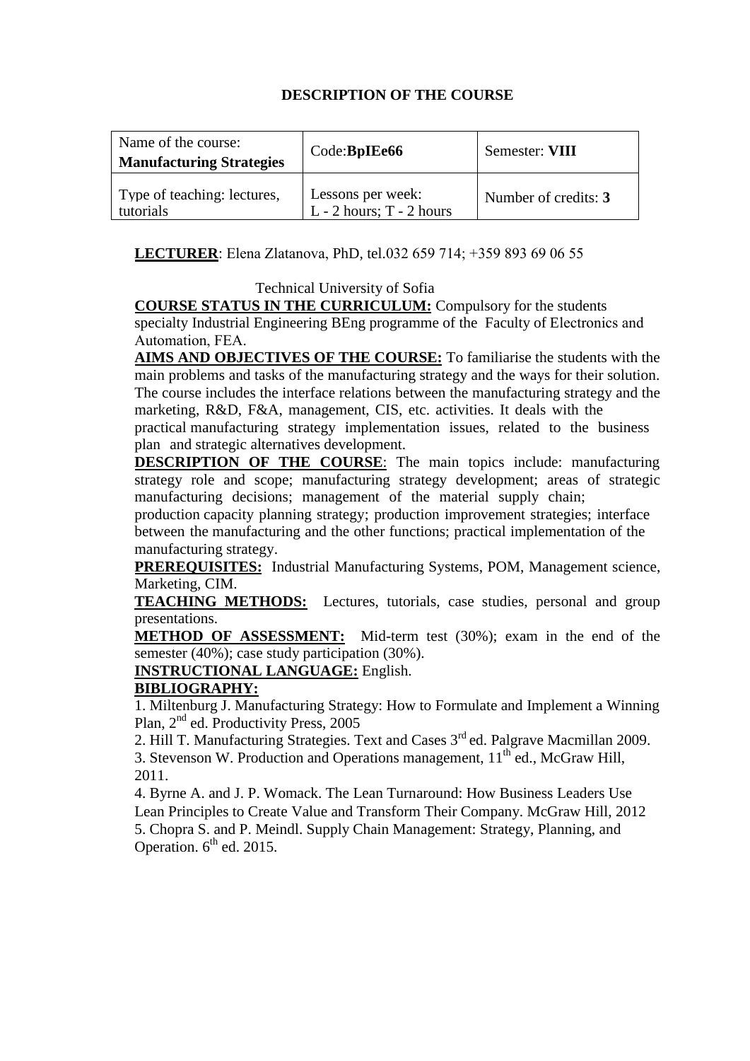## DESCRIPTION OF THE COURSE

| Name of the course: **Manufacturing Strategies** | Code:**BpIEe66** | Semester: **VIII** |
|---|---|---|
| Type of teaching: lectures, tutorials | Lessons per week: L - 2 hours; T - 2 hours | Number of credits: **3** |

**LECTURER**: Elena Zlatanova, PhD, tel.032 659 714; +359 893 69 06 55

Technical University of Sofia

**COURSE STATUS IN THE CURRICULUM:** Compulsory for the students specialty Industrial Engineering BEng programme of the Faculty of Electronics and Automation, FEA.

**AIMS AND OBJECTIVES OF THE COURSE:** To familiarise the students with the main problems and tasks of the manufacturing strategy and the ways for their solution. The course includes the interface relations between the manufacturing strategy and the marketing, R&D, F&A, management, CIS, etc. activities. It deals with the practical manufacturing strategy implementation issues, related to the business plan and strategic alternatives development.

**DESCRIPTION OF THE COURSE**: The main topics include: manufacturing strategy role and scope; manufacturing strategy development; areas of strategic manufacturing decisions; management of the material supply chain; production capacity planning strategy; production improvement strategies; interface between the manufacturing and the other functions; practical implementation of the manufacturing strategy.

**PREREQUISITES:** Industrial Manufacturing Systems, POM, Management science, Marketing, CIM.

**TEACHING METHODS:** Lectures, tutorials, case studies, personal and group presentations.

**METHOD OF ASSESSMENT:** Mid-term test (30%); exam in the end of the semester (40%); case study participation (30%).

**INSTRUCTIONAL LANGUAGE:** English.

**BIBLIOGRAPHY:**

1. Miltenburg J. Manufacturing Strategy: How to Formulate and Implement a Winning Plan, 2nd ed. Productivity Press, 2005
2. Hill T. Manufacturing Strategies. Text and Cases 3rd ed. Palgrave Macmillan 2009.
3. Stevenson W. Production and Operations management, 11th ed., McGraw Hill, 2011.
4. Byrne A. and J. P. Womack. The Lean Turnaround: How Business Leaders Use Lean Principles to Create Value and Transform Their Company. McGraw Hill, 2012
5. Chopra S. and P. Meindl. Supply Chain Management: Strategy, Planning, and Operation. 6th ed. 2015.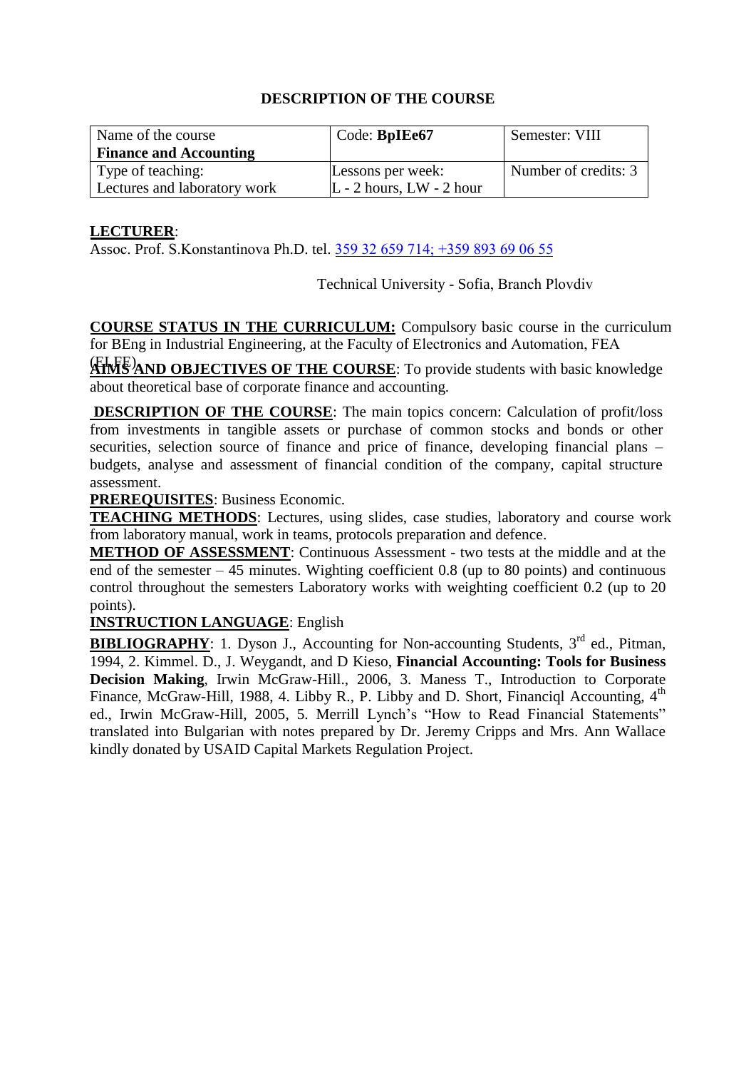## DESCRIPTION OF THE COURSE

| Name of the course **Finance and Accounting** | Code: **BpIEe67** | Semester: VIII |
|---|---|---|
| Type of teaching: Lectures and laboratory work | Lessons per week: L - 2 hours, LW - 2 hour | Number of credits: 3 |

**LECTURER**:
Assoc. Prof. S.Konstantinova Ph.D. tel. 359 32 659 714; +359 893 69 06 55

Technical University - Sofia, Branch Plovdiv

**COURSE STATUS IN THE CURRICULUM:** Compulsory basic course in the curriculum for BEng in Industrial Engineering, at the Faculty of Electronics and Automation, FEA (ELFE)

**AIMS AND OBJECTIVES OF THE COURSE**: To provide students with basic knowledge about theoretical base of corporate finance and accounting.

**DESCRIPTION OF THE COURSE**: The main topics concern: Calculation of profit/loss from investments in tangible assets or purchase of common stocks and bonds or other securities, selection source of finance and price of finance, developing financial plans – budgets, analyse and assessment of financial condition of the company, capital structure assessment.

**PREREQUISITES**: Business Economic.

**TEACHING METHODS**: Lectures, using slides, case studies, laboratory and course work from laboratory manual, work in teams, protocols preparation and defence.

**METHOD OF ASSESSMENT**: Continuous Assessment - two tests at the middle and at the end of the semester – 45 minutes. Wighting coefficient 0.8 (up to 80 points) and continuous control throughout the semesters Laboratory works with weighting coefficient 0.2 (up to 20 points).

**INSTRUCTION LANGUAGE**: English

**BIBLIOGRAPHY**: 1. Dyson J., Accounting for Non-accounting Students, 3rd ed., Pitman, 1994, 2. Kimmel. D., J. Weygandt, and D Kieso, **Financial Accounting: Tools for Business Decision Making**, Irwin McGraw-Hill., 2006, 3. Maness T., Introduction to Corporate Finance, McGraw-Hill, 1988, 4. Libby R., P. Libby and D. Short, Financiql Accounting, 4th ed., Irwin McGraw-Hill, 2005, 5. Merrill Lynch's "How to Read Financial Statements" translated into Bulgarian with notes prepared by Dr. Jeremy Cripps and Mrs. Ann Wallace kindly donated by USAID Capital Markets Regulation Project.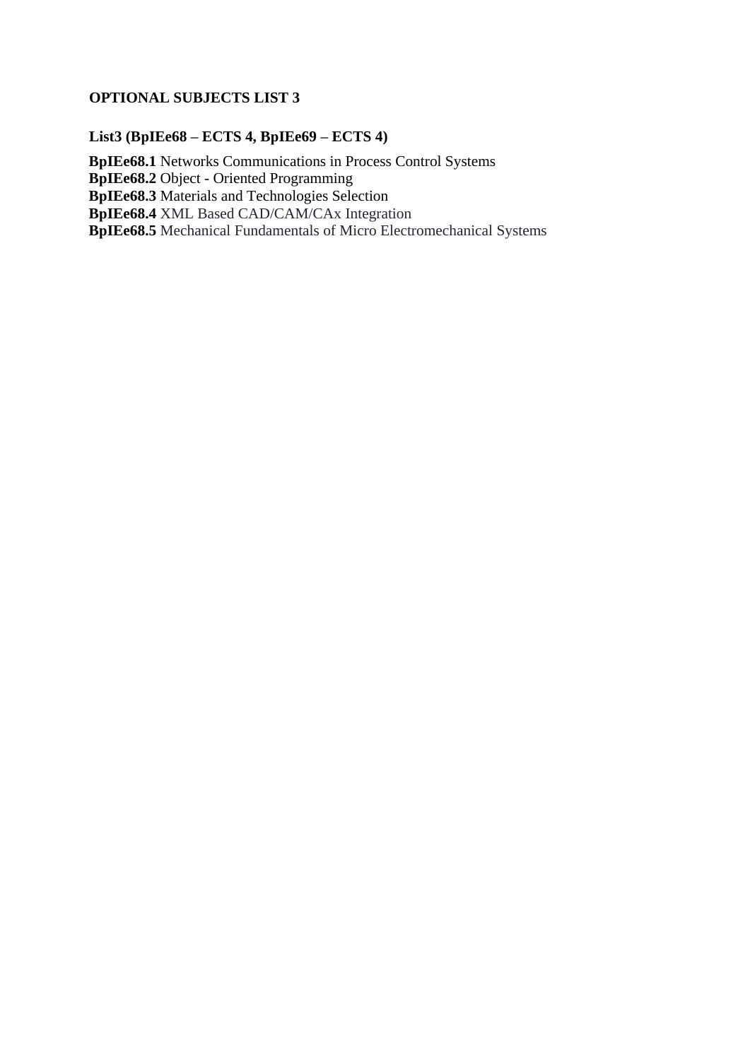**OPTIONAL SUBJECTS LIST 3**

**List3 (BpIEe68 – ECTS 4, BpIEe69 – ECTS 4)**

**BpIEe68.1** Networks Communications in Process Control Systems
**BpIEe68.2** Object - Oriented Programming
**BpIEe68.3** Materials and Technologies Selection
**BpIEe68.4** XML Based CAD/CAM/CAx Integration
**BpIEe68.5** Mechanical Fundamentals of Micro Electromechanical Systems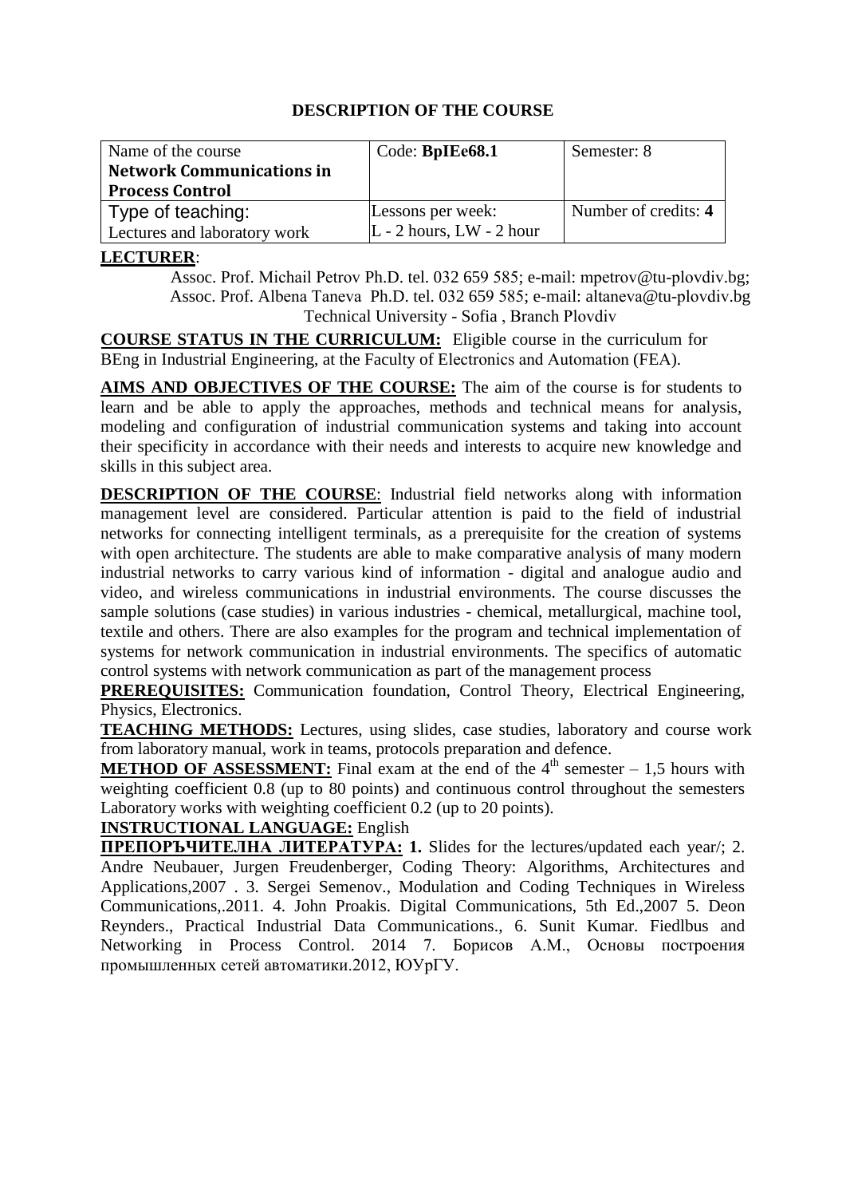# DESCRIPTION OF THE COURSE

| Name of the course **Network Communications in Process Control** | Code: **BpIEe68.1** | Semester: 8 |
|---|---|---|
| Type of teaching: Lectures and laboratory work | Lessons per week: L - 2 hours, LW - 2 hour | Number of credits: **4** |

**LECTURER**:

Assoc. Prof. Michail Petrov Ph.D. tel. 032 659 585; e-mail: mpetrov@tu-plovdiv.bg;
Assoc. Prof. Albena Taneva Ph.D. tel. 032 659 585; e-mail: altaneva@tu-plovdiv.bg
Technical University - Sofia , Branch Plovdiv

**COURSE STATUS IN THE CURRICULUM:** Eligible course in the curriculum for BEng in Industrial Engineering, at the Faculty of Electronics and Automation (FEA).

**AIMS AND OBJECTIVES OF THE COURSE:** The aim of the course is for students to learn and be able to apply the approaches, methods and technical means for analysis, modeling and configuration of industrial communication systems and taking into account their specificity in accordance with their needs and interests to acquire new knowledge and skills in this subject area.

**DESCRIPTION OF THE COURSE**: Industrial field networks along with information management level are considered. Particular attention is paid to the field of industrial networks for connecting intelligent terminals, as a prerequisite for the creation of systems with open architecture. The students are able to make comparative analysis of many modern industrial networks to carry various kind of information - digital and analogue audio and video, and wireless communications in industrial environments. The course discusses the sample solutions (case studies) in various industries - chemical, metallurgical, machine tool, textile and others. There are also examples for the program and technical implementation of systems for network communication in industrial environments. The specifics of automatic control systems with network communication as part of the management process

**PREREQUISITES:** Communication foundation, Control Theory, Electrical Engineering, Physics, Electronics.

**TEACHING METHODS:** Lectures, using slides, case studies, laboratory and course work from laboratory manual, work in teams, protocols preparation and defence.

**METHOD OF ASSESSMENT:** Final exam at the end of the 4$^{th}$ semester – 1,5 hours with weighting coefficient 0.8 (up to 80 points) and continuous control throughout the semesters Laboratory works with weighting coefficient 0.2 (up to 20 points).

**INSTRUCTIONAL LANGUAGE:** English

**ПРЕПОРЪЧИТЕЛНА ЛИТЕРАТУРА:** **1.** Slides for the lectures/updated each year/; 2. Andre Neubauer, Jurgen Freudenberger, Coding Theory: Algorithms, Architectures and Applications,2007 . 3. Sergei Semenov., Modulation and Coding Techniques in Wireless Communications,.2011. 4. John Proakis. Digital Communications, 5th Ed.,2007 5. Deon Reynders., Practical Industrial Data Communications., 6. Sunit Kumar. Fiedlbus and Networking in Process Control. 2014 7. Борисов А.М., Основы построения промышленных сетей автоматики.2012, ЮУрГУ.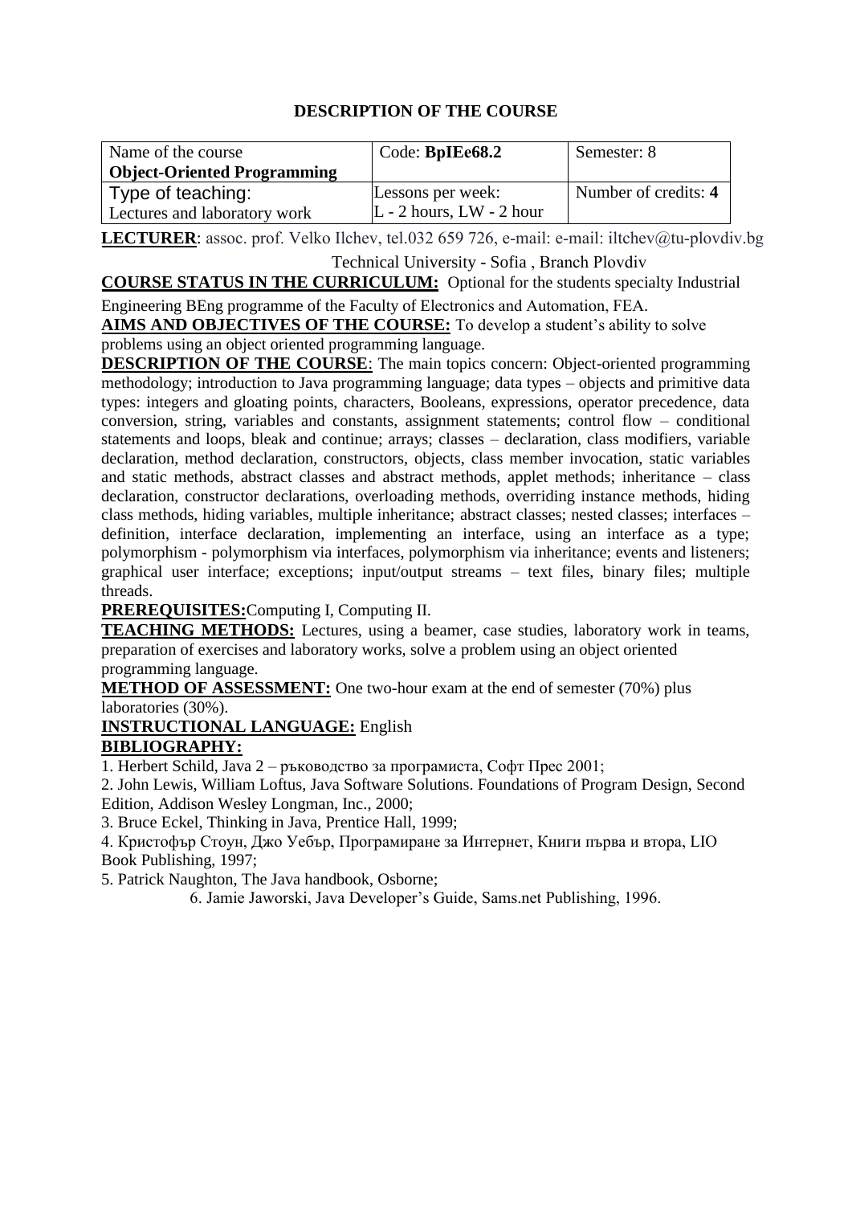## DESCRIPTION OF THE COURSE

| Name of the course **Object-Oriented Programming** | Code: **BpIEe68.2** | Semester: 8 |
|---|---|---|
| Type of teaching: Lectures and laboratory work | Lessons per week: L - 2 hours, LW - 2 hour | Number of credits: **4** |

**LECTURER**: assoc. prof. Velko Ilchev, tel.032 659 726, e-mail: e-mail: iltchev@tu-plovdiv.bg

Technical University - Sofia , Branch Plovdiv

**COURSE STATUS IN THE CURRICULUM:** Optional for the students specialty Industrial Engineering BEng programme of the Faculty of Electronics and Automation, FEA.

**AIMS AND OBJECTIVES OF THE COURSE:** To develop a student's ability to solve problems using an object oriented programming language.

**DESCRIPTION OF THE COURSE**: The main topics concern: Object-oriented programming methodology; introduction to Java programming language; data types – objects and primitive data types: integers and gloating points, characters, Booleans, expressions, operator precedence, data conversion, string, variables and constants, assignment statements; control flow – conditional statements and loops, bleak and continue; arrays; classes – declaration, class modifiers, variable declaration, method declaration, constructors, objects, class member invocation, static variables and static methods, abstract classes and abstract methods, applet methods; inheritance – class declaration, constructor declarations, overloading methods, overriding instance methods, hiding class methods, hiding variables, multiple inheritance; abstract classes; nested classes; interfaces – definition, interface declaration, implementing an interface, using an interface as a type; polymorphism - polymorphism via interfaces, polymorphism via inheritance; events and listeners; graphical user interface; exceptions; input/output streams – text files, binary files; multiple threads.

**PREREQUISITES:**Computing I, Computing II.

**TEACHING METHODS:** Lectures, using a beamer, case studies, laboratory work in teams, preparation of exercises and laboratory works, solve a problem using an object oriented programming language.

**METHOD OF ASSESSMENT:** One two-hour exam at the end of semester (70%) plus laboratories (30%).

**INSTRUCTIONAL LANGUAGE:** English

**BIBLIOGRAPHY:**

1. Herbert Schild, Java 2 – ръководство за програмиста, Софт Прес 2001;
2. John Lewis, William Loftus, Java Software Solutions. Foundations of Program Design, Second Edition, Addison Wesley Longman, Inc., 2000;
3. Bruce Eckel, Thinking in Java, Prentice Hall, 1999;
4. Кристофър Стоун, Джо Уебър, Програмиране за Интернет, Книги първа и втора, LIO Book Publishing, 1997;
5. Patrick Naughton, The Java handbook, Osborne;
6. Jamie Jaworski, Java Developer's Guide, Sams.net Publishing, 1996.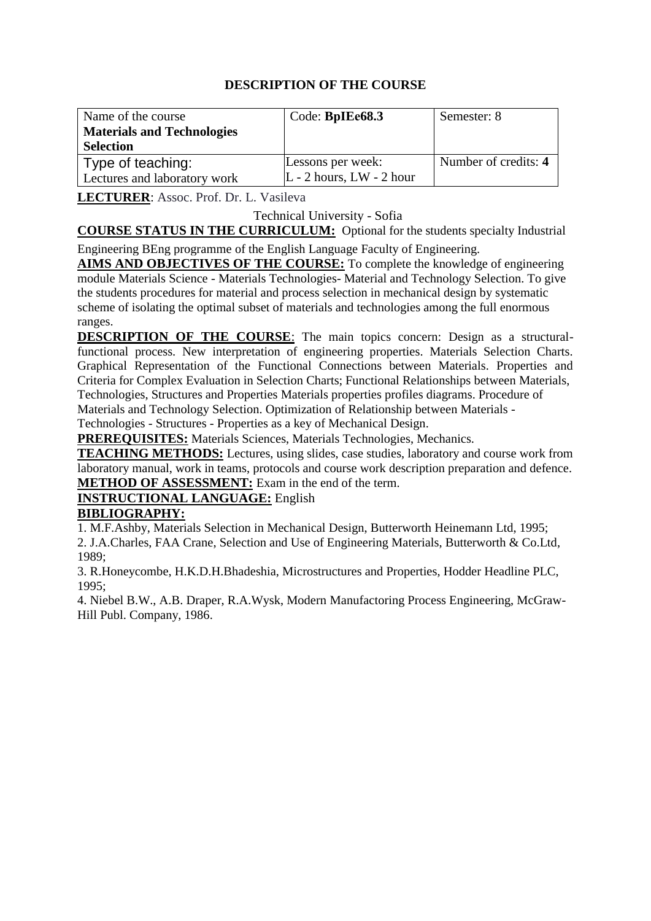## DESCRIPTION OF THE COURSE

| Name of the course **Materials and Technologies Selection** | Code: **BpIEe68.3** | Semester: 8 |
|---|---|---|
| Type of teaching: Lectures and laboratory work | Lessons per week: L - 2 hours, LW - 2 hour | Number of credits: **4** |

**LECTURER**: Assoc. Prof. Dr. L. Vasileva

Technical University - Sofia

**COURSE STATUS IN THE CURRICULUM:** Optional for the students specialty Industrial Engineering BEng programme of the English Language Faculty of Engineering.

**AIMS AND OBJECTIVES OF THE COURSE:** To complete the knowledge of engineering module Materials Science - Materials Technologies- Material and Technology Selection. To give the students procedures for material and process selection in mechanical design by systematic scheme of isolating the optimal subset of materials and technologies among the full enormous ranges.

**DESCRIPTION OF THE COURSE**: The main topics concern: Design as a structural-functional process. New interpretation of engineering properties. Materials Selection Charts. Graphical Representation of the Functional Connections between Materials. Properties and Criteria for Complex Evaluation in Selection Charts; Functional Relationships between Materials, Technologies, Structures and Properties Materials properties profiles diagrams. Procedure of Materials and Technology Selection. Optimization of Relationship between Materials - Technologies - Structures - Properties as a key of Mechanical Design.

**PREREQUISITES:** Materials Sciences, Materials Technologies, Mechanics.

**TEACHING METHODS:** Lectures, using slides, case studies, laboratory and course work from laboratory manual, work in teams, protocols and course work description preparation and defence.

**METHOD OF ASSESSMENT:** Exam in the end of the term.

**INSTRUCTIONAL LANGUAGE:** English

**BIBLIOGRAPHY:**

1. M.F.Ashby, Materials Selection in Mechanical Design, Butterworth Heinemann Ltd, 1995;
2. J.A.Charles, FAA Crane, Selection and Use of Engineering Materials, Butterworth & Co.Ltd, 1989;
3. R.Honeycombe, H.K.D.H.Bhadeshia, Microstructures and Properties, Hodder Headline PLC, 1995;
4. Niebel B.W., A.B. Draper, R.A.Wysk, Modern Manufactoring Process Engineering, McGraw-Hill Publ. Company, 1986.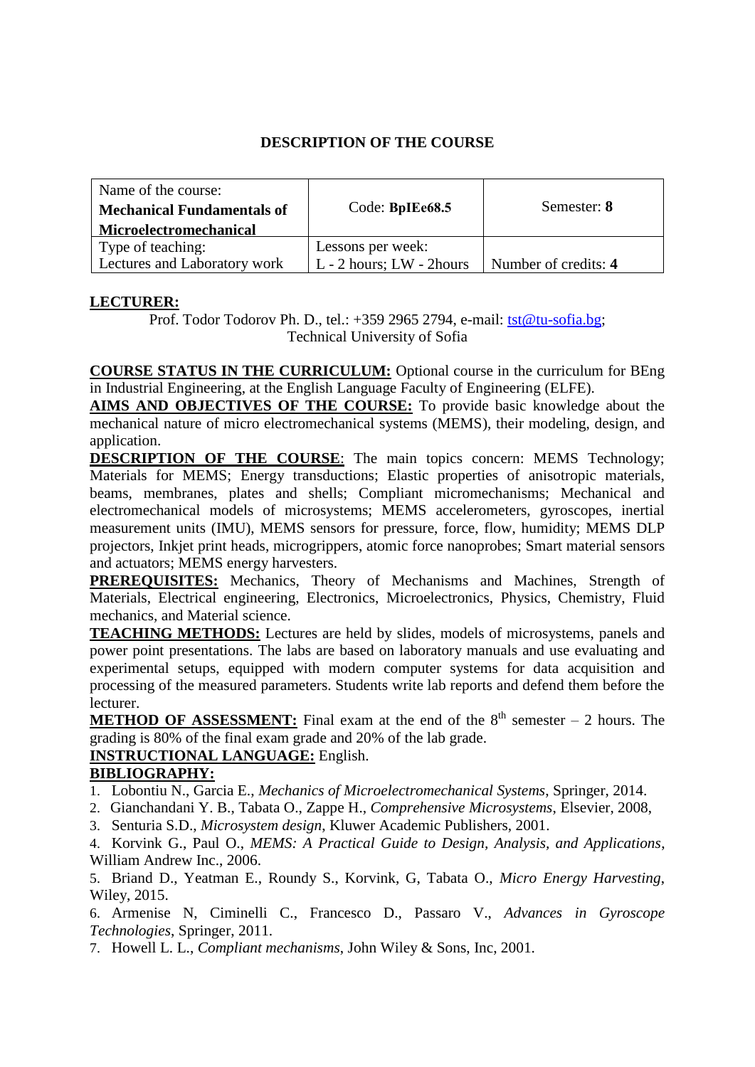# DESCRIPTION OF THE COURSE

| Name of the course: **Mechanical Fundamentals of Microelectromechanical** | Code: **BpIEe68.5** | Semester: **8** |
|---|---|---|
| Type of teaching: Lectures and Laboratory work | Lessons per week: L - 2 hours; LW - 2hours | Number of credits: **4** |

**LECTURER:**

Prof. Todor Todorov Ph. D., tel.: +359 2965 2794, e-mail: tst@tu-sofia.bg; Technical University of Sofia

**COURSE STATUS IN THE CURRICULUM:** Optional course in the curriculum for BEng in Industrial Engineering, at the English Language Faculty of Engineering (ELFE).

**AIMS AND OBJECTIVES OF THE COURSE:** To provide basic knowledge about the mechanical nature of micro electromechanical systems (MEMS), their modeling, design, and application.

**DESCRIPTION OF THE COURSE**: The main topics concern: MEMS Technology; Materials for MEMS; Energy transductions; Elastic properties of anisotropic materials, beams, membranes, plates and shells; Compliant micromechanisms; Mechanical and electromechanical models of microsystems; MEMS accelerometers, gyroscopes, inertial measurement units (IMU), MEMS sensors for pressure, force, flow, humidity; MEMS DLP projectors, Inkjet print heads, microgrippers, atomic force nanoprobes; Smart material sensors and actuators; MEMS energy harvesters.

**PREREQUISITES:** Mechanics, Theory of Mechanisms and Machines, Strength of Materials, Electrical engineering, Electronics, Microelectronics, Physics, Chemistry, Fluid mechanics, and Material science.

**TEACHING METHODS:** Lectures are held by slides, models of microsystems, panels and power point presentations. The labs are based on laboratory manuals and use evaluating and experimental setups, equipped with modern computer systems for data acquisition and processing of the measured parameters. Students write lab reports and defend them before the lecturer.

**METHOD OF ASSESSMENT:** Final exam at the end of the 8$^{th}$ semester – 2 hours. The grading is 80% of the final exam grade and 20% of the lab grade.

**INSTRUCTIONAL LANGUAGE:** English.

**BIBLIOGRAPHY:**

1. Lobontiu N., Garcia E., *Mechanics of Microelectromechanical Systems*, Springer, 2014.
2. Gianchandani Y. B., Tabata O., Zappe H., *Comprehensive Microsystems*, Elsevier, 2008,
3. Senturia S.D., *Microsystem design*, Kluwer Academic Publishers, 2001.
4. Korvink G., Paul O., *MEMS: A Practical Guide to Design, Analysis, and Applications*, William Andrew Inc., 2006.
5. Briand D., Yeatman E., Roundy S., Korvink, G, Tabata O., *Micro Energy Harvesting*, Wiley, 2015.
6. Armenise N, Ciminelli C., Francesco D., Passaro V., *Advances in Gyroscope Technologies*, Springer, 2011.
7. Howell L. L., *Compliant mechanisms*, John Wiley & Sons, Inc, 2001.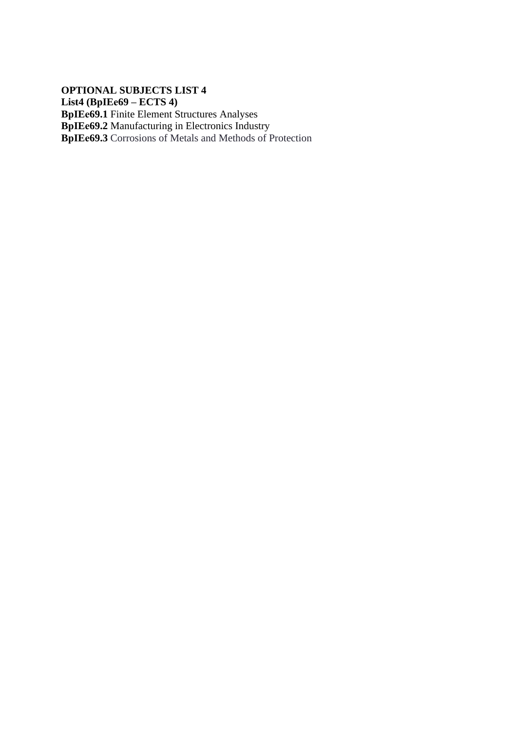**OPTIONAL SUBJECTS LIST 4**
**List4 (BpIEe69 – ECTS 4)**
**BpIEe69.1** Finite Element Structures Analyses
**BpIEe69.2** Manufacturing in Electronics Industry
**BpIEe69.3** Corrosions of Metals and Methods of Protection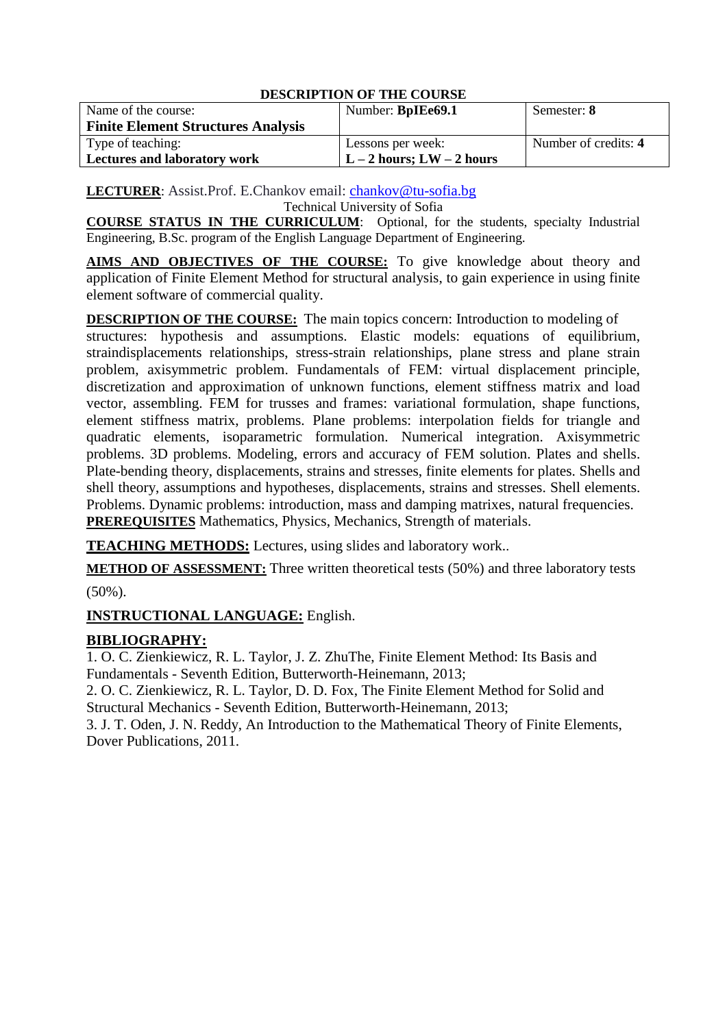**DESCRIPTION OF THE COURSE**

| Name of the course: **Finite Element Structures Analysis** | Number: **BpIEe69.1** | Semester: **8** |
|---|---|---|
| Type of teaching: **Lectures and laboratory work** | Lessons per week: **L – 2 hours; LW – 2 hours** | Number of credits: **4** |

**LECTURER**: Assist.Prof. E.Chankov email: chankov@tu-sofia.bg
Technical University of Sofia

**COURSE STATUS IN THE CURRICULUM**: Optional, for the students, specialty Industrial Engineering, B.Sc. program of the English Language Department of Engineering.

**AIMS AND OBJECTIVES OF THE COURSE:** To give knowledge about theory and application of Finite Element Method for structural analysis, to gain experience in using finite element software of commercial quality.

**DESCRIPTION OF THE COURSE:** The main topics concern: Introduction to modeling of structures: hypothesis and assumptions. Elastic models: equations of equilibrium, straindisplacements relationships, stress-strain relationships, plane stress and plane strain problem, axisymmetric problem. Fundamentals of FEM: virtual displacement principle, discretization and approximation of unknown functions, element stiffness matrix and load vector, assembling. FEM for trusses and frames: variational formulation, shape functions, element stiffness matrix, problems. Plane problems: interpolation fields for triangle and quadratic elements, isoparametric formulation. Numerical integration. Axisymmetric problems. 3D problems. Modeling, errors and accuracy of FEM solution. Plates and shells. Plate-bending theory, displacements, strains and stresses, finite elements for plates. Shells and shell theory, assumptions and hypotheses, displacements, strains and stresses. Shell elements. Problems. Dynamic problems: introduction, mass and damping matrixes, natural frequencies.
**PREREQUISITES** Mathematics, Physics, Mechanics, Strength of materials.

**TEACHING METHODS:** Lectures, using slides and laboratory work..

**METHOD OF ASSESSMENT:** Three written theoretical tests (50%) and three laboratory tests (50%).

**INSTRUCTIONAL LANGUAGE:** English.

**BIBLIOGRAPHY:**

1. O. C. Zienkiewicz, R. L. Taylor, J. Z. ZhuThe, Finite Element Method: Its Basis and Fundamentals - Seventh Edition, Butterworth-Heinemann, 2013;
2. O. C. Zienkiewicz, R. L. Taylor, D. D. Fox, The Finite Element Method for Solid and Structural Mechanics - Seventh Edition, Butterworth-Heinemann, 2013;
3. J. T. Oden, J. N. Reddy, An Introduction to the Mathematical Theory of Finite Elements, Dover Publications, 2011.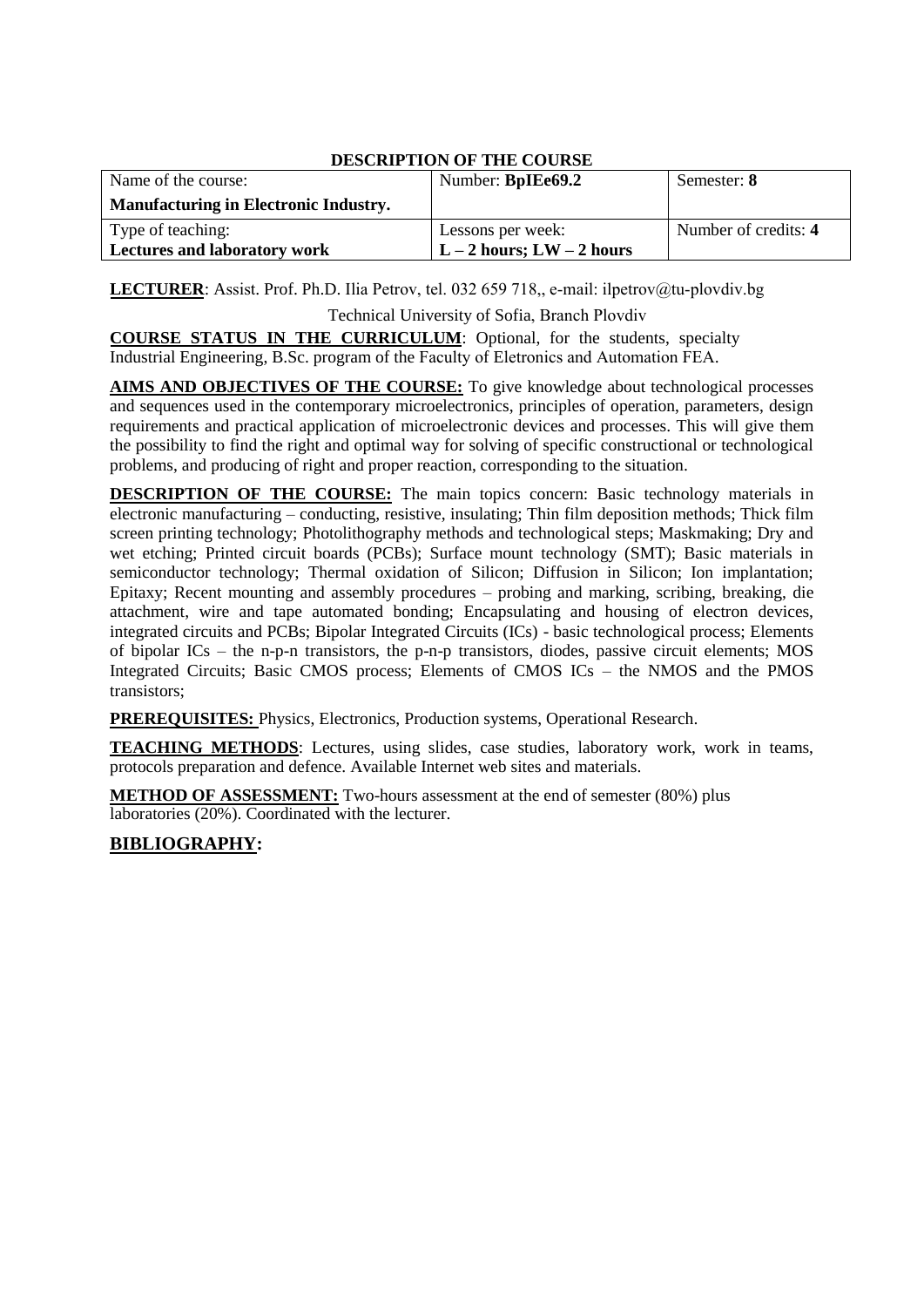**DESCRIPTION OF THE COURSE**

| Name of the course:<br>**Manufacturing in Electronic Industry.** | Number: **BpIEe69.2** | Semester: **8** |
|---|---|---|
| Type of teaching:<br>**Lectures and laboratory work** | Lessons per week:<br>**L – 2 hours; LW – 2 hours** | Number of credits: **4** |

**LECTURER**: Assist. Prof. Ph.D. Ilia Petrov, tel. 032 659 718,, e-mail: ilpetrov@tu-plovdiv.bg

Technical University of Sofia, Branch Plovdiv

**COURSE STATUS IN THE CURRICULUM**: Optional, for the students, specialty Industrial Engineering, B.Sc. program of the Faculty of Eletronics and Automation FEA.

**AIMS AND OBJECTIVES OF THE COURSE:** To give knowledge about technological processes and sequences used in the contemporary microelectronics, principles of operation, parameters, design requirements and practical application of microelectronic devices and processes. This will give them the possibility to find the right and optimal way for solving of specific constructional or technological problems, and producing of right and proper reaction, corresponding to the situation.

**DESCRIPTION OF THE COURSE:** The main topics concern: Basic technology materials in electronic manufacturing – conducting, resistive, insulating; Thin film deposition methods; Thick film screen printing technology; Photolithography methods and technological steps; Maskmaking; Dry and wet etching; Printed circuit boards (PCBs); Surface mount technology (SMT); Basic materials in semiconductor technology; Thermal oxidation of Silicon; Diffusion in Silicon; Ion implantation; Epitaxy; Recent mounting and assembly procedures – probing and marking, scribing, breaking, die attachment, wire and tape automated bonding; Encapsulating and housing of electron devices, integrated circuits and PCBs; Bipolar Integrated Circuits (ICs) - basic technological process; Elements of bipolar ICs – the n-p-n transistors, the p-n-p transistors, diodes, passive circuit elements; MOS Integrated Circuits; Basic CMOS process; Elements of CMOS ICs – the NMOS and the PMOS transistors;

**PREREQUISITES:** Physics, Electronics, Production systems, Operational Research.

**TEACHING METHODS**: Lectures, using slides, case studies, laboratory work, work in teams, protocols preparation and defence. Available Internet web sites and materials.

**METHOD OF ASSESSMENT:** Two-hours assessment at the end of semester (80%) plus laboratories (20%). Coordinated with the lecturer.

## BIBLIOGRAPHY: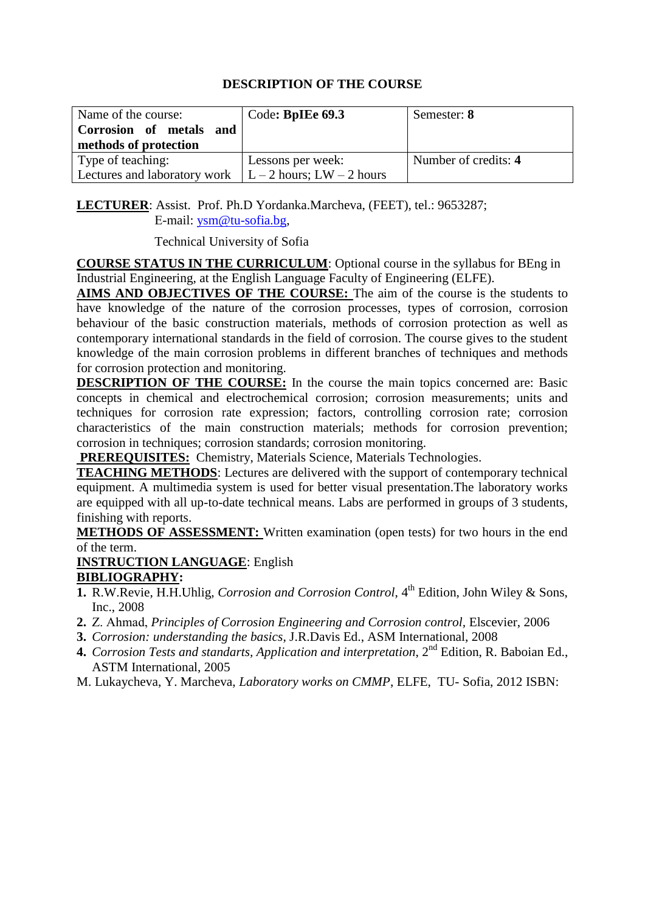# DESCRIPTION OF THE COURSE

| | | |
|---|---|---|
| Name of the course: **Corrosion of metals and methods of protection** | Code**: BpIEe 69.3** | Semester: **8** |
| Type of teaching: Lectures and laboratory work | Lessons per week: L – 2 hours; LW – 2 hours | Number of credits: **4** |

**LECTURER**: Assist. Prof. Ph.D Yordanka.Marcheva, (FEET), tel.: 9653287; E-mail: ysm@tu-sofia.bg,

Technical University of Sofia

**COURSE STATUS IN THE CURRICULUM**: Optional course in the syllabus for BEng in Industrial Engineering, at the English Language Faculty of Engineering (ELFE).

**AIMS AND OBJECTIVES OF THE COURSE:** The aim of the course is the students to have knowledge of the nature of the corrosion processes, types of corrosion, corrosion behaviour of the basic construction materials, methods of corrosion protection as well as contemporary international standards in the field of corrosion. The course gives to the student knowledge of the main corrosion problems in different branches of techniques and methods for corrosion protection and monitoring.

**DESCRIPTION OF THE COURSE:** In the course the main topics concerned are: Basic concepts in chemical and electrochemical corrosion; corrosion measurements; units and techniques for corrosion rate expression; factors, controlling corrosion rate; corrosion characteristics of the main construction materials; methods for corrosion prevention; corrosion in techniques; corrosion standards; corrosion monitoring.

**PREREQUISITES:** Chemistry, Materials Science, Materials Technologies.

**TEACHING METHODS**: Lectures are delivered with the support of contemporary technical equipment. A multimedia system is used for better visual presentation.The laboratory works are equipped with all up-to-date technical means. Labs are performed in groups of 3 students, finishing with reports.

**METHODS OF ASSESSMENT:** Written examination (open tests) for two hours in the end of the term.

**INSTRUCTION LANGUAGE**: English

**BIBLIOGRAPHY:**

1. R.W.Revie, H.H.Uhlig, *Corrosion and Corrosion Control*, 4th Edition, John Wiley & Sons, Inc., 2008
2. Z. Ahmad, *Principles of Corrosion Engineering and Corrosion control,* Elscevier, 2006
3. *Corrosion: understanding the basics*, J.R.Davis Ed., ASM International, 2008
4. *Corrosion Tests and standarts, Application and interpretation*, 2nd Edition, R. Baboian Ed., ASTM International, 2005

M. Lukaycheva, Y. Marcheva, *Laboratory works on CMMP*, ELFE, TU- Sofia, 2012 ISBN: